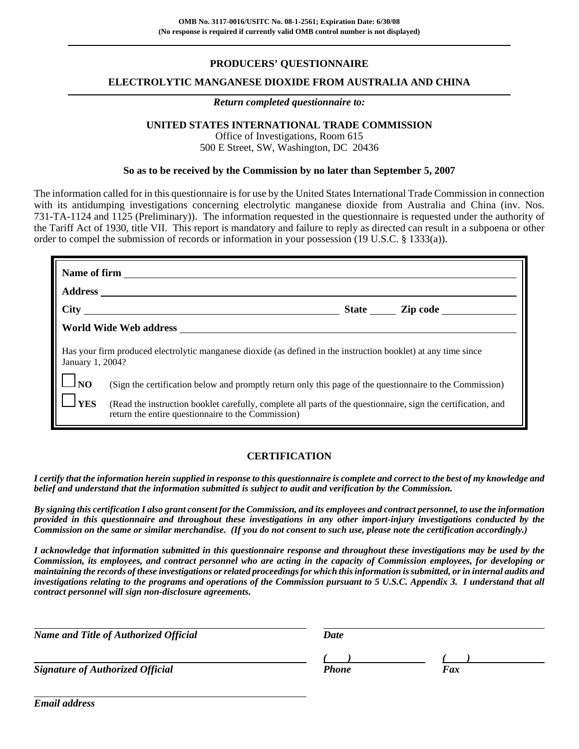**OMB No. 3117-0016/USITC No. 08-1-2561; Expiration Date: 6/30/08**
**(No response is required if currently valid OMB control number is not displayed)**

# PRODUCERS' QUESTIONNAIRE

## ELECTROLYTIC MANGANESE DIOXIDE FROM AUSTRALIA AND CHINA

***Return completed questionnaire to:***

**UNITED STATES INTERNATIONAL TRADE COMMISSION**
Office of Investigations, Room 615
500 E Street, SW, Washington, DC 20436

**So as to be received by the Commission by no later than September 5, 2007**

The information called for in this questionnaire is for use by the United States International Trade Commission in connection with its antidumping investigations concerning electrolytic manganese dioxide from Australia and China (inv. Nos. 731-TA-1124 and 1125 (Preliminary)). The information requested in the questionnaire is requested under the authority of the Tariff Act of 1930, title VII. This report is mandatory and failure to reply as directed can result in a subpoena or other order to compel the submission of records or information in your possession (19 U.S.C. § 1333(a)).

**Name of firm** ______________________________

**Address** ______________________________

**City** ______________________ **State** _____ **Zip code** __________

**World Wide Web address** ______________________________

Has your firm produced electrolytic manganese dioxide (as defined in the instruction booklet) at any time since January 1, 2004?

☐ **NO** (Sign the certification below and promptly return only this page of the questionnaire to the Commission)

☐ **YES** (Read the instruction booklet carefully, complete all parts of the questionnaire, sign the certification, and return the entire questionnaire to the Commission)

## CERTIFICATION

***I certify that the information herein supplied in response to this questionnaire is complete and correct to the best of my knowledge and belief and understand that the information submitted is subject to audit and verification by the Commission.***

***By signing this certification I also grant consent for the Commission, and its employees and contract personnel, to use the information provided in this questionnaire and throughout these investigations in any other import-injury investigations conducted by the Commission on the same or similar merchandise. (If you do not consent to such use, please note the certification accordingly.)***

***I acknowledge that information submitted in this questionnaire response and throughout these investigations may be used by the Commission, its employees, and contract personnel who are acting in the capacity of Commission employees, for developing or maintaining the records of these investigations or related proceedings for which this information is submitted, or in internal audits and investigations relating to the programs and operations of the Commission pursuant to 5 U.S.C. Appendix 3. I understand that all contract personnel will sign non-disclosure agreements.***

______________________________
***Name and Title of Authorized Official***

______________________________
***Date***

______________________________
***Signature of Authorized Official***

***(     )*** ______________
***Phone***

***(     )*** ______________
***Fax***

______________________________
***Email address***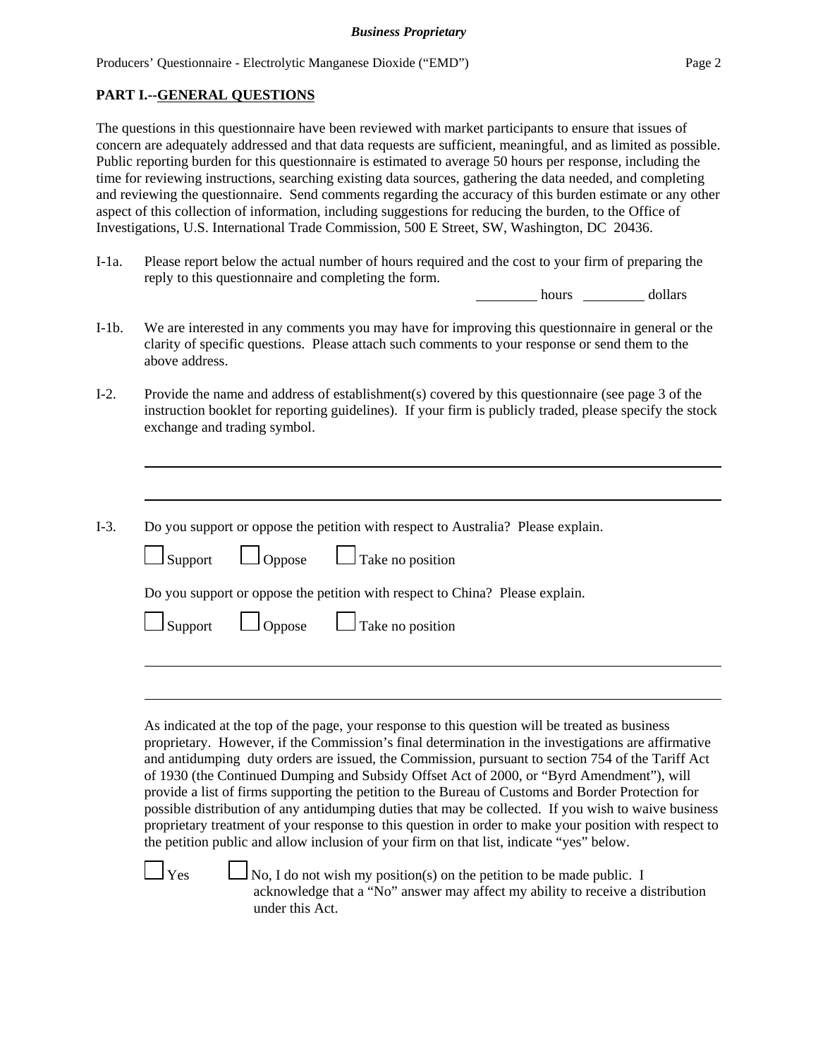## PART I.--GENERAL QUESTIONS

The questions in this questionnaire have been reviewed with market participants to ensure that issues of concern are adequately addressed and that data requests are sufficient, meaningful, and as limited as possible. Public reporting burden for this questionnaire is estimated to average 50 hours per response, including the time for reviewing instructions, searching existing data sources, gathering the data needed, and completing and reviewing the questionnaire. Send comments regarding the accuracy of this burden estimate or any other aspect of this collection of information, including suggestions for reducing the burden, to the Office of Investigations, U.S. International Trade Commission, 500 E Street, SW, Washington, DC 20436.

I-1a. Please report below the actual number of hours required and the cost to your firm of preparing the reply to this questionnaire and completing the form.

\_\_\_\_\_\_\_\_\_ hours \_\_\_\_\_\_\_\_\_ dollars

I-1b. We are interested in any comments you may have for improving this questionnaire in general or the clarity of specific questions. Please attach such comments to your response or send them to the above address.

I-2. Provide the name and address of establishment(s) covered by this questionnaire (see page 3 of the instruction booklet for reporting guidelines). If your firm is publicly traded, please specify the stock exchange and trading symbol.

\_\_\_\_\_\_\_\_\_\_\_\_\_\_\_\_\_\_\_\_\_\_\_\_\_\_\_\_\_\_\_\_\_\_\_\_\_\_\_\_\_\_\_\_\_\_\_\_\_\_\_\_\_\_\_\_\_\_\_\_\_\_\_\_\_\_\_\_\_\_\_\_

\_\_\_\_\_\_\_\_\_\_\_\_\_\_\_\_\_\_\_\_\_\_\_\_\_\_\_\_\_\_\_\_\_\_\_\_\_\_\_\_\_\_\_\_\_\_\_\_\_\_\_\_\_\_\_\_\_\_\_\_\_\_\_\_\_\_\_\_\_\_\_\_

I-3. Do you support or oppose the petition with respect to Australia? Please explain.

☐ Support ☐ Oppose ☐ Take no position

Do you support or oppose the petition with respect to China? Please explain.

☐ Support ☐ Oppose ☐ Take no position

\_\_\_\_\_\_\_\_\_\_\_\_\_\_\_\_\_\_\_\_\_\_\_\_\_\_\_\_\_\_\_\_\_\_\_\_\_\_\_\_\_\_\_\_\_\_\_\_\_\_\_\_\_\_\_\_\_\_\_\_\_\_\_\_\_\_\_\_\_\_\_\_

\_\_\_\_\_\_\_\_\_\_\_\_\_\_\_\_\_\_\_\_\_\_\_\_\_\_\_\_\_\_\_\_\_\_\_\_\_\_\_\_\_\_\_\_\_\_\_\_\_\_\_\_\_\_\_\_\_\_\_\_\_\_\_\_\_\_\_\_\_\_\_\_

As indicated at the top of the page, your response to this question will be treated as business proprietary. However, if the Commission's final determination in the investigations are affirmative and antidumping duty orders are issued, the Commission, pursuant to section 754 of the Tariff Act of 1930 (the Continued Dumping and Subsidy Offset Act of 2000, or "Byrd Amendment"), will provide a list of firms supporting the petition to the Bureau of Customs and Border Protection for possible distribution of any antidumping duties that may be collected. If you wish to waive business proprietary treatment of your response to this question in order to make your position with respect to the petition public and allow inclusion of your firm on that list, indicate "yes" below.

☐ Yes ☐ No, I do not wish my position(s) on the petition to be made public. I acknowledge that a "No" answer may affect my ability to receive a distribution under this Act.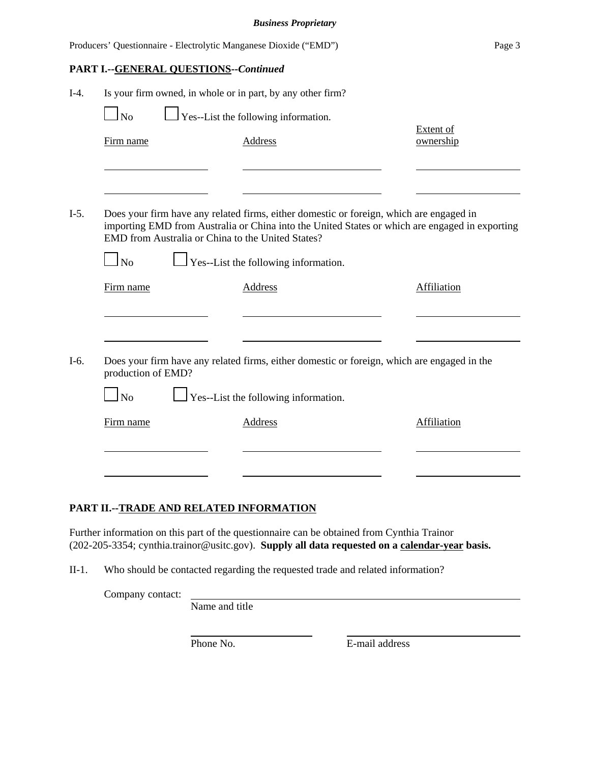## PART I.--GENERAL QUESTIONS--*Continued*

I-4. Is your firm owned, in whole or in part, by any other firm?

☐ No ☐ Yes--List the following information.

| Firm name | Address | Extent of ownership |
|---|---|---|
| | | |
| | | |

I-5. Does your firm have any related firms, either domestic or foreign, which are engaged in importing EMD from Australia or China into the United States or which are engaged in exporting EMD from Australia or China to the United States?

☐ No ☐ Yes--List the following information.

| Firm name | Address | Affiliation |
|---|---|---|
| | | |
| | | |

I-6. Does your firm have any related firms, either domestic or foreign, which are engaged in the production of EMD?

☐ No ☐ Yes--List the following information.

| Firm name | Address | Affiliation |
|---|---|---|
| | | |
| | | |

## PART II.--TRADE AND RELATED INFORMATION

Further information on this part of the questionnaire can be obtained from Cynthia Trainor (202-205-3354; cynthia.trainor@usitc.gov). **Supply all data requested on a calendar-year basis.**

II-1. Who should be contacted regarding the requested trade and related information?

Company contact: ______________________________
Name and title

______________________ ______________________
Phone No. E-mail address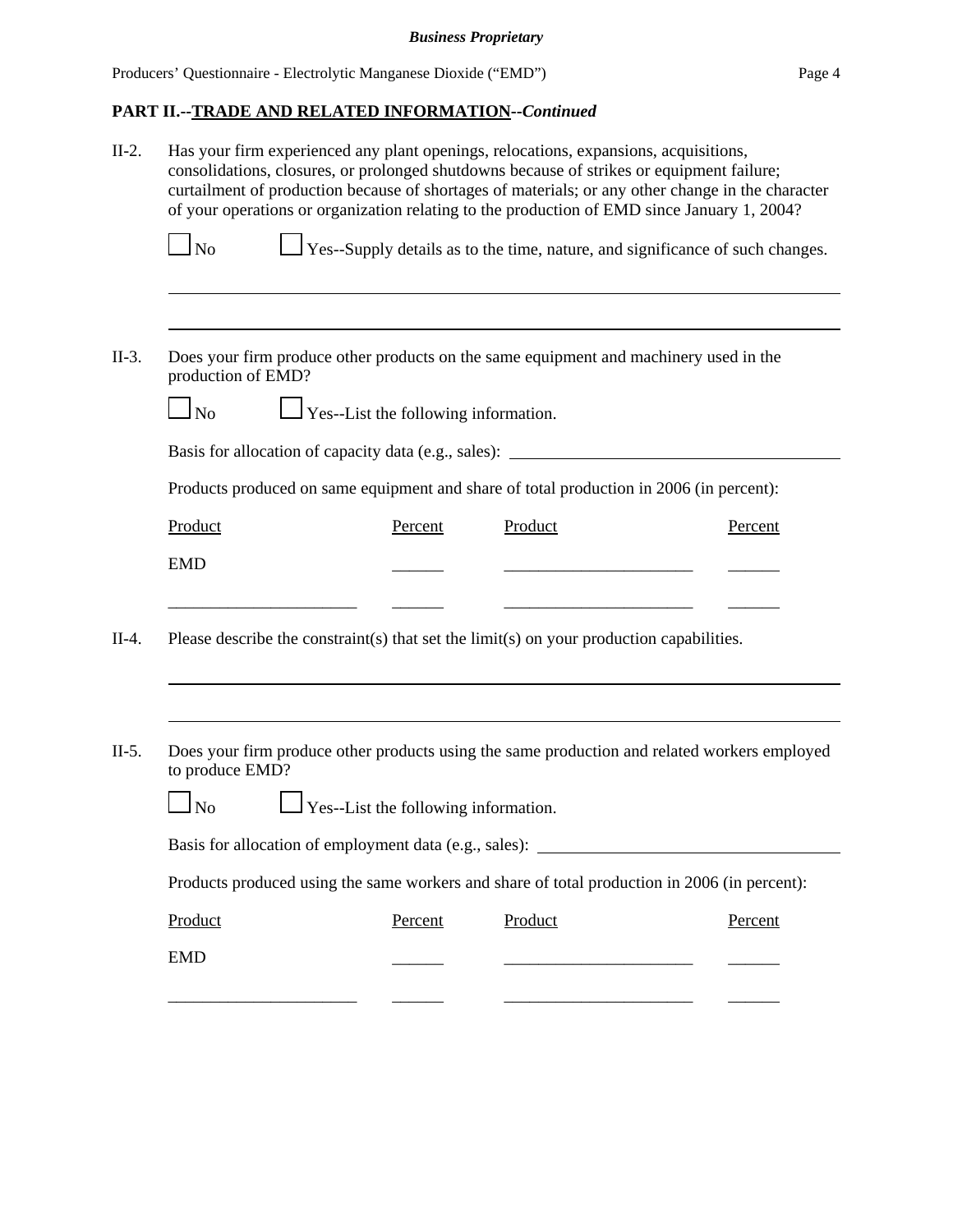**Business Proprietary**

## PART II.--TRADE AND RELATED INFORMATION--*Continued*

II-2. Has your firm experienced any plant openings, relocations, expansions, acquisitions, consolidations, closures, or prolonged shutdowns because of strikes or equipment failure; curtailment of production because of shortages of materials; or any other change in the character of your operations or organization relating to the production of EMD since January 1, 2004?

☐ No ☐ Yes--Supply details as to the time, nature, and significance of such changes.

______________________________________________________________________

______________________________________________________________________

II-3. Does your firm produce other products on the same equipment and machinery used in the production of EMD?

☐ No ☐ Yes--List the following information.

Basis for allocation of capacity data (e.g., sales): ______________________________

Products produced on same equipment and share of total production in 2006 (in percent):

| Product | Percent | Product | Percent |
|---|---|---|---|
| EMD | ______ | ______________________ | ______ |
| ______________________ | ______ | ______________________ | ______ |

II-4. Please describe the constraint(s) that set the limit(s) on your production capabilities.

______________________________________________________________________

______________________________________________________________________

II-5. Does your firm produce other products using the same production and related workers employed to produce EMD?

☐ No ☐ Yes--List the following information.

Basis for allocation of employment data (e.g., sales): ______________________________

Products produced using the same workers and share of total production in 2006 (in percent):

| Product | Percent | Product | Percent |
|---|---|---|---|
| EMD | ______ | ______________________ | ______ |
| ______________________ | ______ | ______________________ | ______ |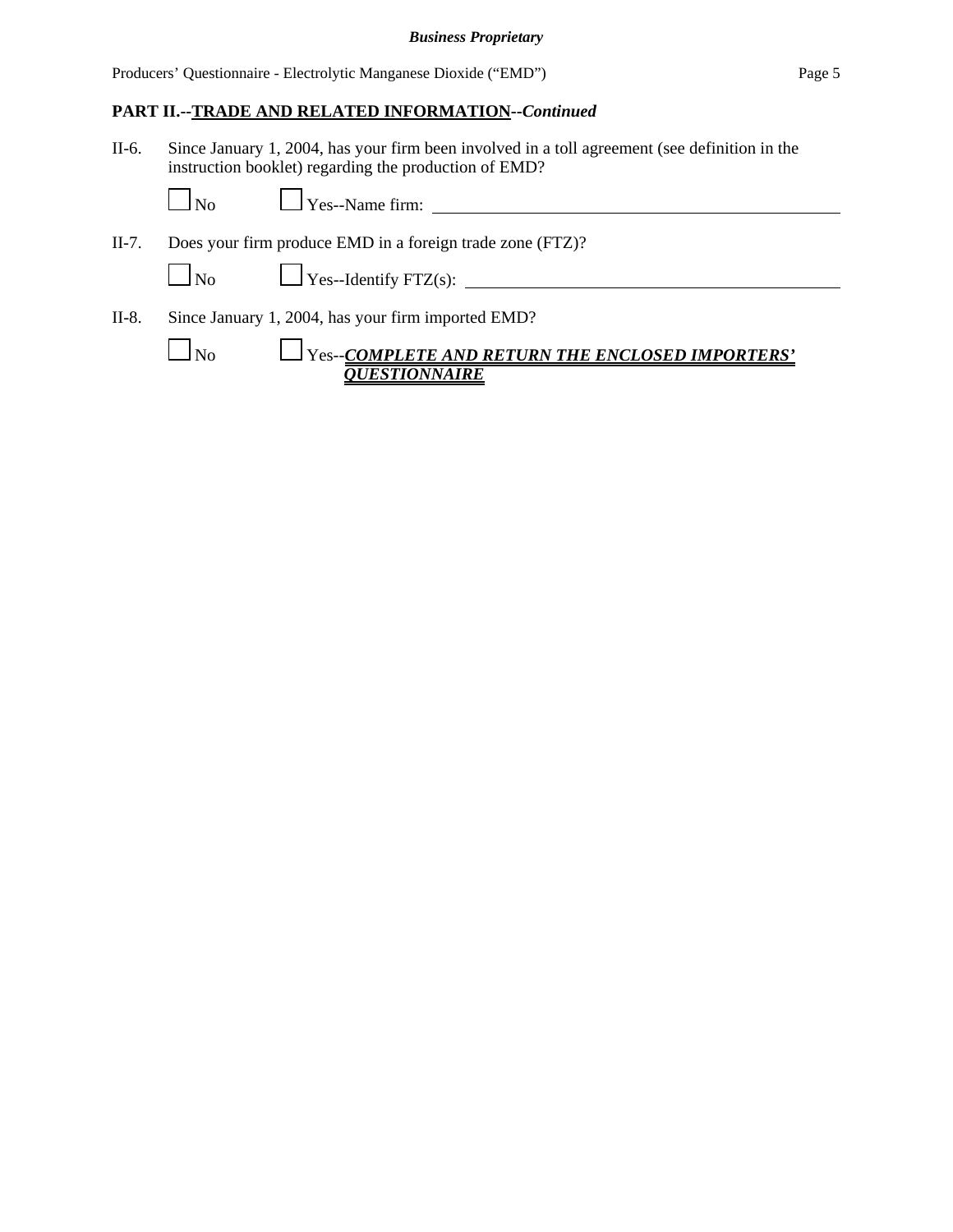## PART II.--TRADE AND RELATED INFORMATION--*Continued*

II-6. Since January 1, 2004, has your firm been involved in a toll agreement (see definition in the instruction booklet) regarding the production of EMD?

☐ No ☐ Yes--Name firm: ____________________

II-7. Does your firm produce EMD in a foreign trade zone (FTZ)?

☐ No ☐ Yes--Identify FTZ(s): ____________________

II-8. Since January 1, 2004, has your firm imported EMD?

☐ No ☐ Yes--***COMPLETE AND RETURN THE ENCLOSED IMPORTERS' QUESTIONNAIRE***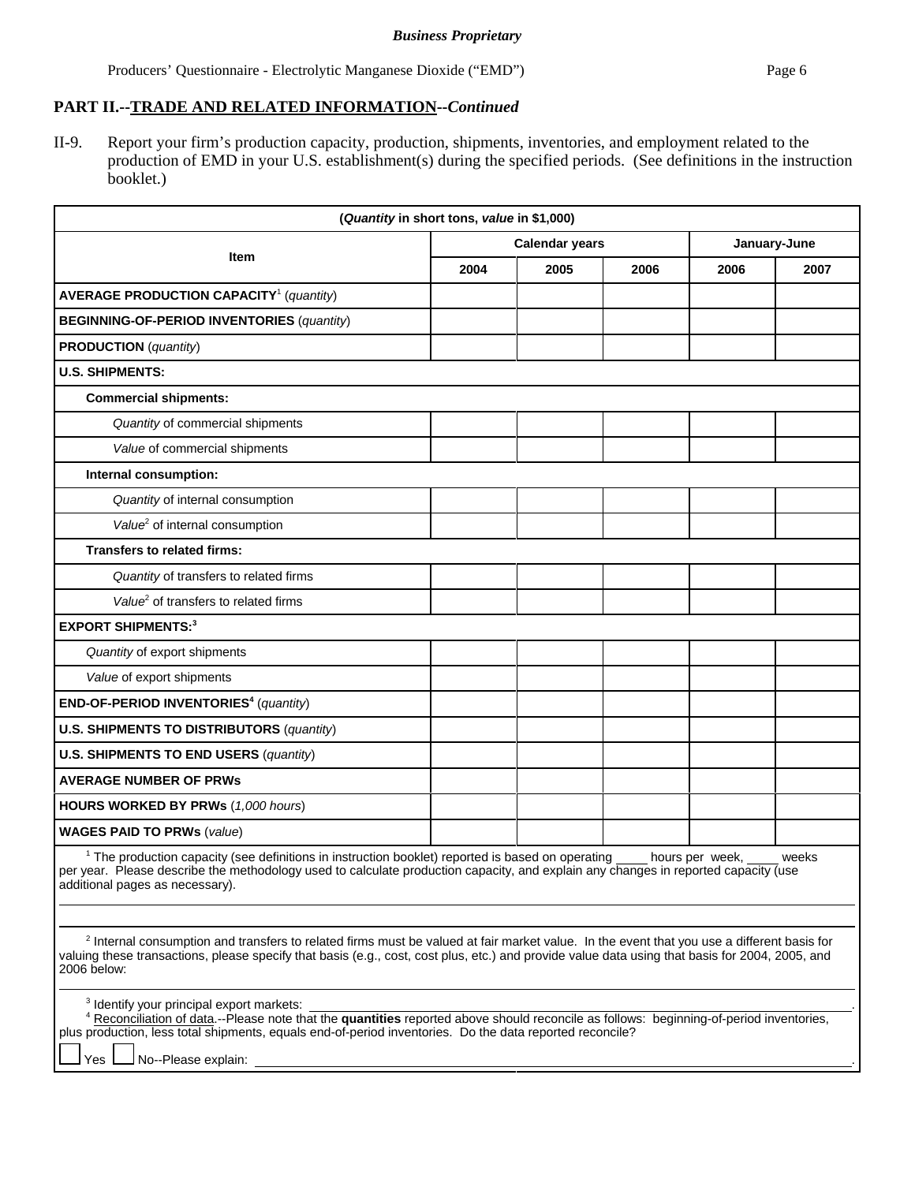## PART II.--TRADE AND RELATED INFORMATION--*Continued*

II-9. Report your firm's production capacity, production, shipments, inventories, and employment related to the production of EMD in your U.S. establishment(s) during the specified periods. (See definitions in the instruction booklet.)

| (*Quantity* in short tons, *value* in $1,000) | | | | | |
|---|---|---|---|---|---|
| Item | Calendar years | | | January-June | |
| | 2004 | 2005 | 2006 | 2006 | 2007 |
| **AVERAGE PRODUCTION CAPACITY**[1] (*quantity*) | | | | | |
| **BEGINNING-OF-PERIOD INVENTORIES** (*quantity*) | | | | | |
| **PRODUCTION** (*quantity*) | | | | | |
| **U.S. SHIPMENTS:** | | | | | |
| **Commercial shipments:** | | | | | |
| *Quantity* of commercial shipments | | | | | |
| *Value* of commercial shipments | | | | | |
| **Internal consumption:** | | | | | |
| *Quantity* of internal consumption | | | | | |
| *Value*[2] of internal consumption | | | | | |
| **Transfers to related firms:** | | | | | |
| *Quantity* of transfers to related firms | | | | | |
| *Value*[2] of transfers to related firms | | | | | |
| **EXPORT SHIPMENTS:**[3] | | | | | |
| *Quantity* of export shipments | | | | | |
| *Value* of export shipments | | | | | |
| **END-OF-PERIOD INVENTORIES**[4] (*quantity*) | | | | | |
| **U.S. SHIPMENTS TO DISTRIBUTORS** (*quantity*) | | | | | |
| **U.S. SHIPMENTS TO END USERS** (*quantity*) | | | | | |
| **AVERAGE NUMBER OF PRWs** | | | | | |
| **HOURS WORKED BY PRWs** (*1,000 hours*) | | | | | |
| **WAGES PAID TO PRWs** (*value*) | | | | | |

[1] The production capacity (see definitions in instruction booklet) reported is based on operating ____ hours per week, ____ weeks per year. Please describe the methodology used to calculate production capacity, and explain any changes in reported capacity (use additional pages as necessary).

______________________________________________________________________

[2] Internal consumption and transfers to related firms must be valued at fair market value. In the event that you use a different basis for valuing these transactions, please specify that basis (e.g., cost, cost plus, etc.) and provide value data using that basis for 2004, 2005, and 2006 below:

______________________________________________________________________

[3] Identify your principal export markets: ______________________________.

[4] Reconciliation of data.--Please note that the **quantities** reported above should reconcile as follows: beginning-of-period inventories, plus production, less total shipments, equals end-of-period inventories. Do the data reported reconcile?

☐ Yes ☐ No--Please explain: ______________________________.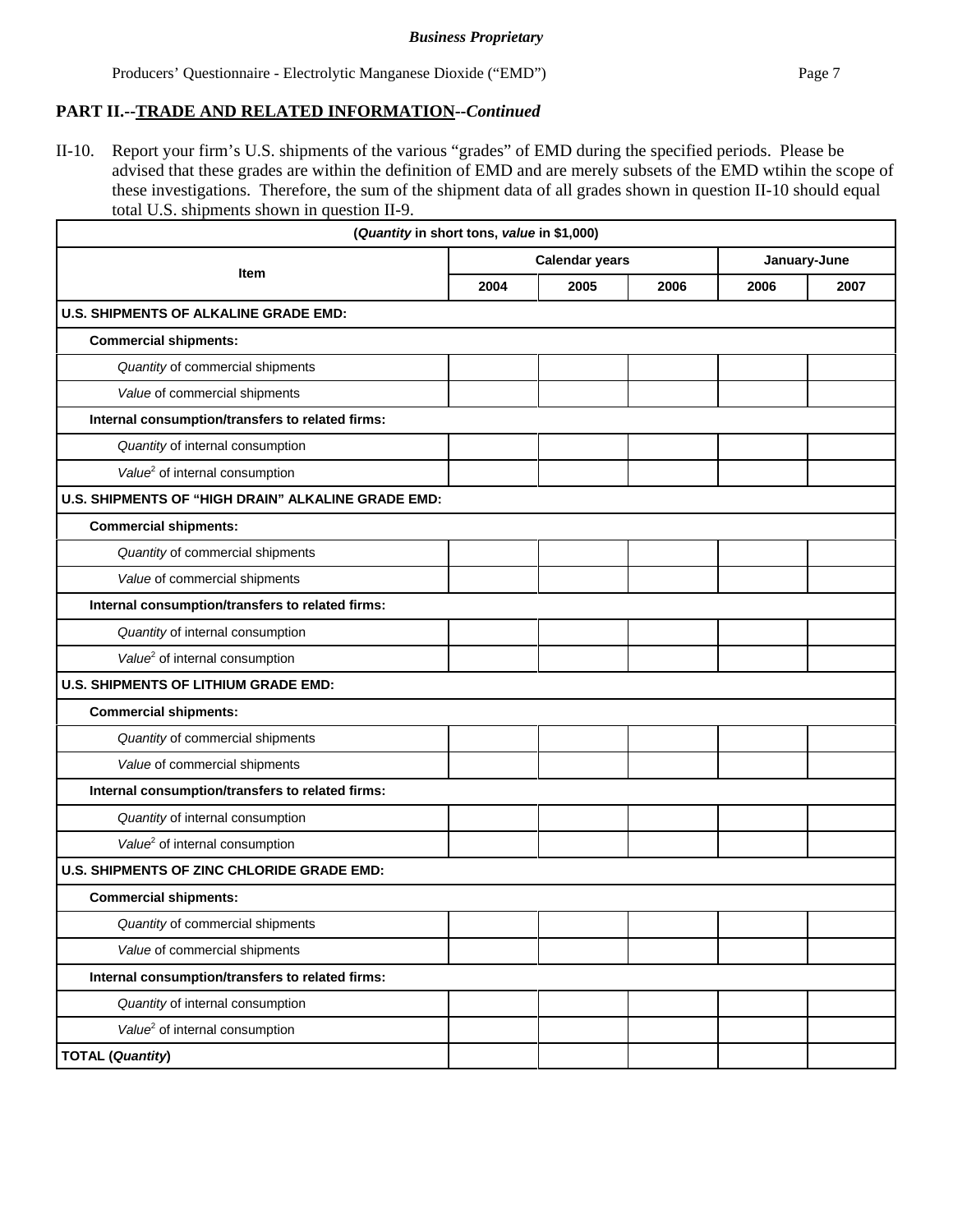## PART II.--TRADE AND RELATED INFORMATION--*Continued*

II-10. Report your firm's U.S. shipments of the various "grades" of EMD during the specified periods. Please be advised that these grades are within the definition of EMD and are merely subsets of the EMD wtihin the scope of these investigations. Therefore, the sum of the shipment data of all grades shown in question II-10 should equal total U.S. shipments shown in question II-9.

| (*Quantity* in short tons, *value* in $1,000) | | | | | |
|---|---|---|---|---|---|
| Item | Calendar years | | | January-June | |
| | 2004 | 2005 | 2006 | 2006 | 2007 |
| **U.S. SHIPMENTS OF ALKALINE GRADE EMD:** | | | | | |
| **Commercial shipments:** | | | | | |
| *Quantity* of commercial shipments | | | | | |
| *Value* of commercial shipments | | | | | |
| **Internal consumption/transfers to related firms:** | | | | | |
| *Quantity* of internal consumption | | | | | |
| *Value*[2] of internal consumption | | | | | |
| **U.S. SHIPMENTS OF "HIGH DRAIN" ALKALINE GRADE EMD:** | | | | | |
| **Commercial shipments:** | | | | | |
| *Quantity* of commercial shipments | | | | | |
| *Value* of commercial shipments | | | | | |
| **Internal consumption/transfers to related firms:** | | | | | |
| *Quantity* of internal consumption | | | | | |
| *Value*[2] of internal consumption | | | | | |
| **U.S. SHIPMENTS OF LITHIUM GRADE EMD:** | | | | | |
| **Commercial shipments:** | | | | | |
| *Quantity* of commercial shipments | | | | | |
| *Value* of commercial shipments | | | | | |
| **Internal consumption/transfers to related firms:** | | | | | |
| *Quantity* of internal consumption | | | | | |
| *Value*[2] of internal consumption | | | | | |
| **U.S. SHIPMENTS OF ZINC CHLORIDE GRADE EMD:** | | | | | |
| **Commercial shipments:** | | | | | |
| *Quantity* of commercial shipments | | | | | |
| *Value* of commercial shipments | | | | | |
| **Internal consumption/transfers to related firms:** | | | | | |
| *Quantity* of internal consumption | | | | | |
| *Value*[2] of internal consumption | | | | | |
| **TOTAL (*Quantity*)** | | | | | |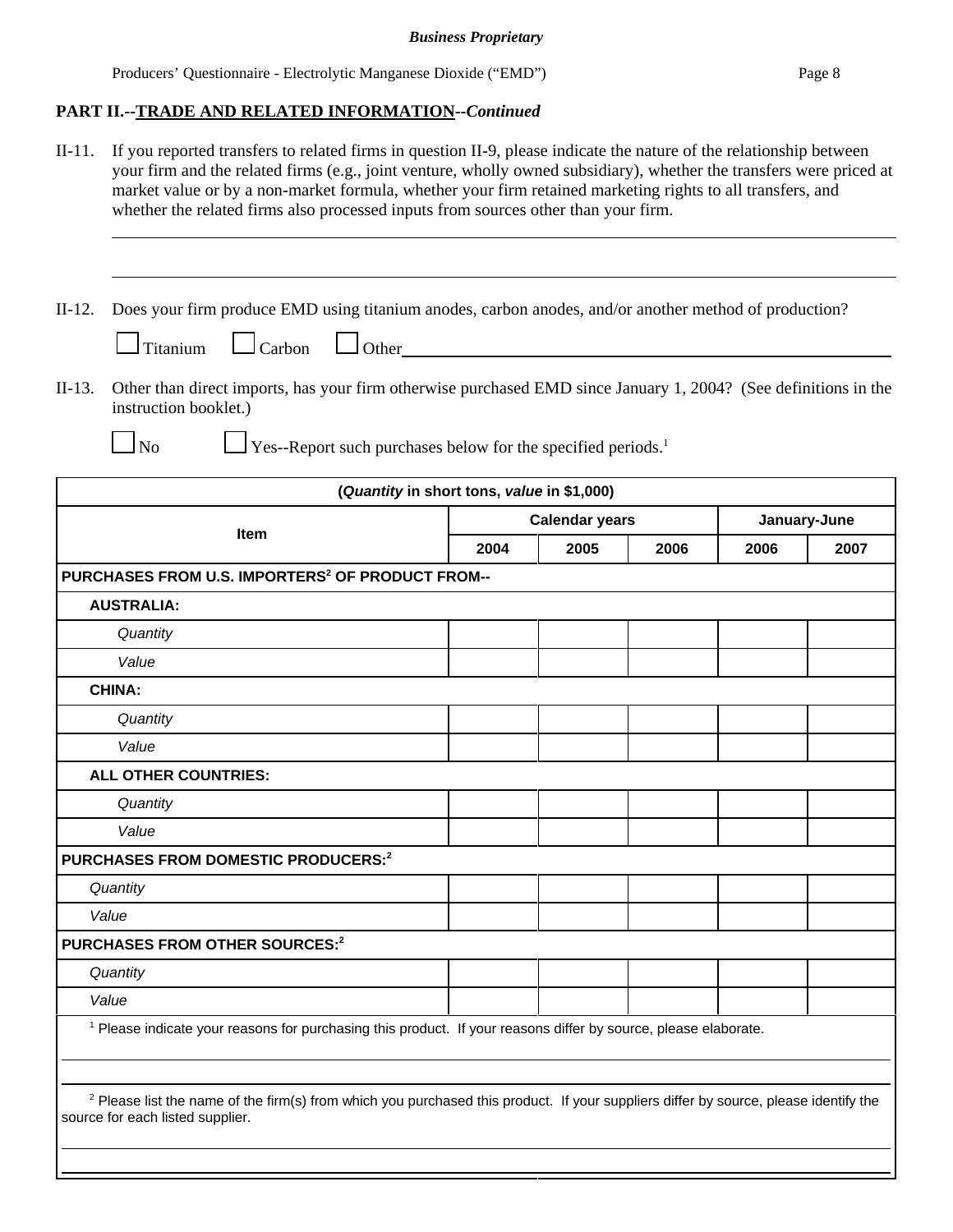**Business Proprietary**

## PART II.--TRADE AND RELATED INFORMATION--*Continued*

II-11. If you reported transfers to related firms in question II-9, please indicate the nature of the relationship between your firm and the related firms (e.g., joint venture, wholly owned subsidiary), whether the transfers were priced at market value or by a non-market formula, whether your firm retained marketing rights to all transfers, and whether the related firms also processed inputs from sources other than your firm.

______________________________________________________________________

______________________________________________________________________

II-12. Does your firm produce EMD using titanium anodes, carbon anodes, and/or another method of production?

☐ Titanium ☐ Carbon ☐ Other______________________________

II-13. Other than direct imports, has your firm otherwise purchased EMD since January 1, 2004? (See definitions in the instruction booklet.)

☐ No ☐ Yes--Report such purchases below for the specified periods.[1]

| (*Quantity* in short tons, *value* in $1,000) | | | | | |
|---|---|---|---|---|---|
| **Item** | **Calendar years** | | | **January-June** | |
| | **2004** | **2005** | **2006** | **2006** | **2007** |
| **PURCHASES FROM U.S. IMPORTERS[2] OF PRODUCT FROM--** | | | | | |
| **AUSTRALIA:** | | | | | |
| *Quantity* | | | | | |
| *Value* | | | | | |
| **CHINA:** | | | | | |
| *Quantity* | | | | | |
| *Value* | | | | | |
| **ALL OTHER COUNTRIES:** | | | | | |
| *Quantity* | | | | | |
| *Value* | | | | | |
| **PURCHASES FROM DOMESTIC PRODUCERS:[2]** | | | | | |
| *Quantity* | | | | | |
| *Value* | | | | | |
| **PURCHASES FROM OTHER SOURCES:[2]** | | | | | |
| *Quantity* | | | | | |
| *Value* | | | | | |

[1] Please indicate your reasons for purchasing this product. If your reasons differ by source, please elaborate.

______________________________________________________________________

______________________________________________________________________

[2] Please list the name of the firm(s) from which you purchased this product. If your suppliers differ by source, please identify the source for each listed supplier.

______________________________________________________________________

______________________________________________________________________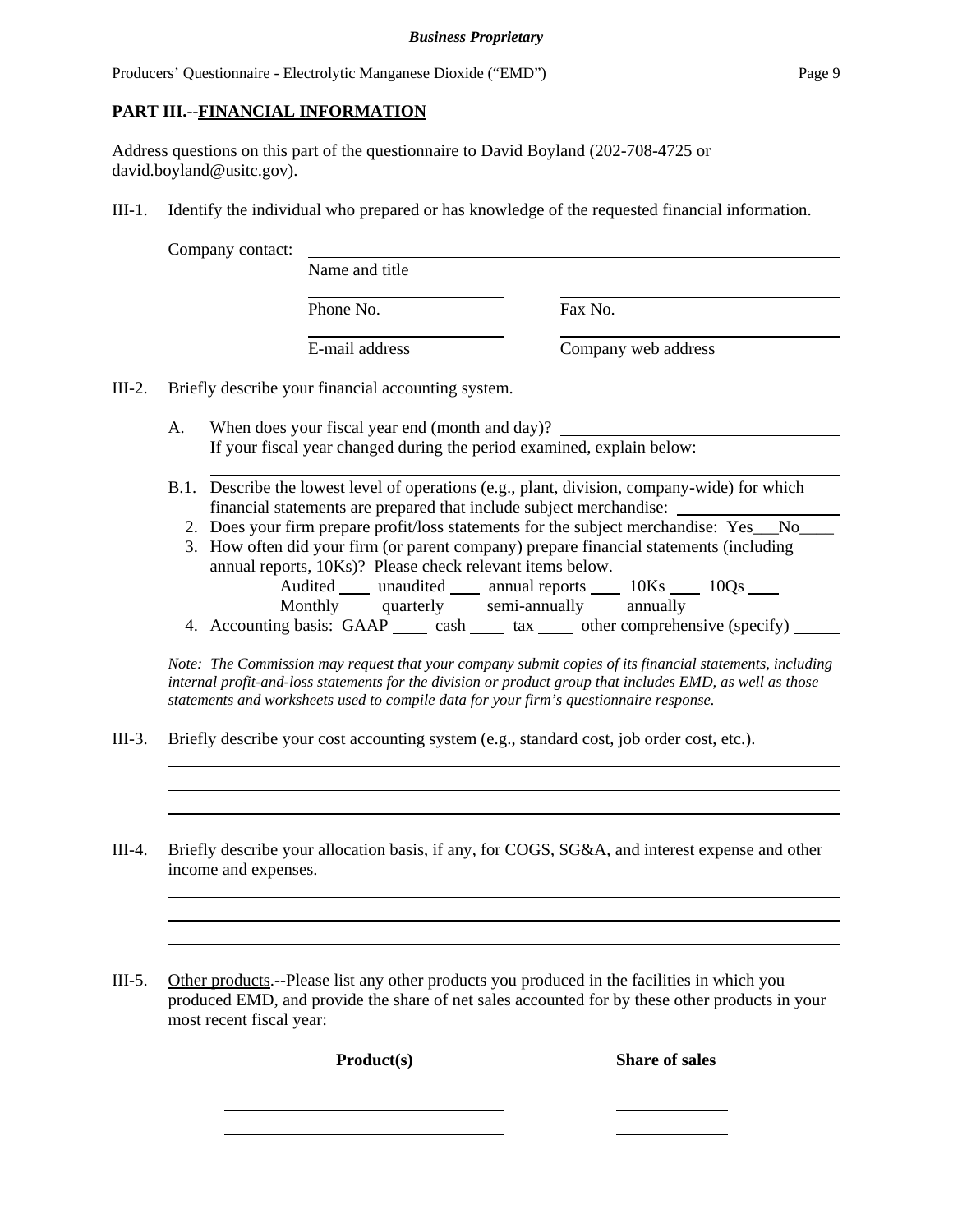## PART III.--FINANCIAL INFORMATION

Address questions on this part of the questionnaire to David Boyland (202-708-4725 or david.boyland@usitc.gov).

III-1. Identify the individual who prepared or has knowledge of the requested financial information.

Company contact: ______________________________
Name and title

______________ ______________
Phone No. Fax No.

______________ ______________
E-mail address Company web address

III-2. Briefly describe your financial accounting system.

A. When does your fiscal year end (month and day)? ______________
If your fiscal year changed during the period examined, explain below:

______________________________

B.1. Describe the lowest level of operations (e.g., plant, division, company-wide) for which financial statements are prepared that include subject merchandise: ______________

2. Does your firm prepare profit/loss statements for the subject merchandise: Yes___No____

3. How often did your firm (or parent company) prepare financial statements (including annual reports, 10Ks)? Please check relevant items below.
Audited ____ unaudited ____ annual reports ____ 10Ks ____ 10Qs ____
Monthly ____ quarterly ____ semi-annually ____ annually ____

4. Accounting basis: GAAP ____ cash ____ tax ____ other comprehensive (specify) ____

*Note: The Commission may request that your company submit copies of its financial statements, including internal profit-and-loss statements for the division or product group that includes EMD, as well as those statements and worksheets used to compile data for your firm's questionnaire response.*

III-3. Briefly describe your cost accounting system (e.g., standard cost, job order cost, etc.).

______________________________

______________________________

______________________________

III-4. Briefly describe your allocation basis, if any, for COGS, SG&A, and interest expense and other income and expenses.

______________________________

______________________________

______________________________

III-5. Other products.--Please list any other products you produced in the facilities in which you produced EMD, and provide the share of net sales accounted for by these other products in your most recent fiscal year:

| **Product(s)** | **Share of sales** |
|---|---|
| | |
| | |
| | |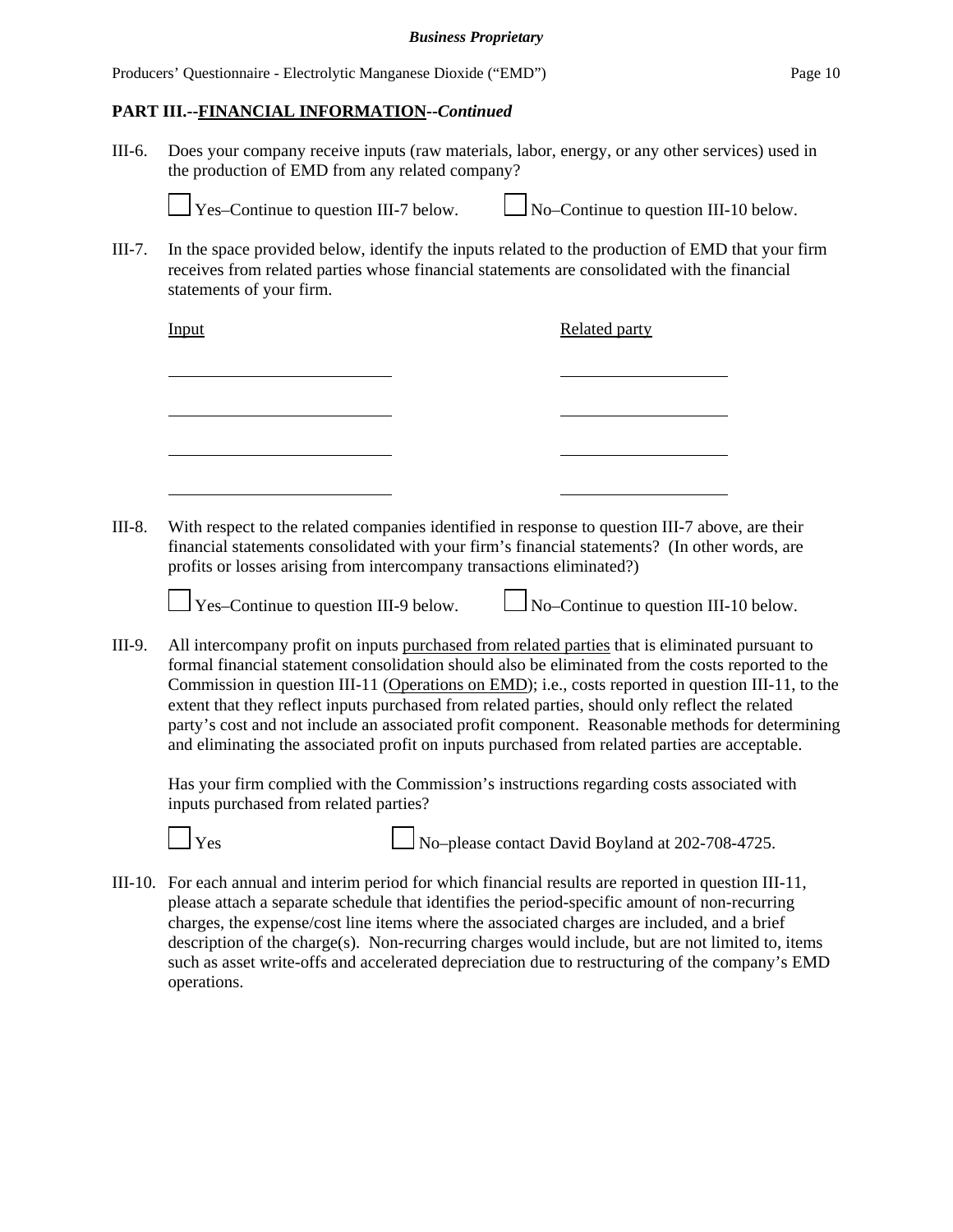**PART III.--FINANCIAL INFORMATION--*Continued***

III-6. Does your company receive inputs (raw materials, labor, energy, or any other services) used in the production of EMD from any related company?

☐ Yes–Continue to question III-7 below. ☐ No–Continue to question III-10 below.

III-7. In the space provided below, identify the inputs related to the production of EMD that your firm receives from related parties whose financial statements are consolidated with the financial statements of your firm.

| Input | Related party |
|---|---|
| \_\_\_\_\_\_\_\_\_\_\_\_\_\_\_\_\_\_\_\_ | \_\_\_\_\_\_\_\_\_\_\_\_\_\_\_\_\_\_\_\_ |
| \_\_\_\_\_\_\_\_\_\_\_\_\_\_\_\_\_\_\_\_ | \_\_\_\_\_\_\_\_\_\_\_\_\_\_\_\_\_\_\_\_ |
| \_\_\_\_\_\_\_\_\_\_\_\_\_\_\_\_\_\_\_\_ | \_\_\_\_\_\_\_\_\_\_\_\_\_\_\_\_\_\_\_\_ |
| \_\_\_\_\_\_\_\_\_\_\_\_\_\_\_\_\_\_\_\_ | \_\_\_\_\_\_\_\_\_\_\_\_\_\_\_\_\_\_\_\_ |

III-8. With respect to the related companies identified in response to question III-7 above, are their financial statements consolidated with your firm's financial statements? (In other words, are profits or losses arising from intercompany transactions eliminated?)

☐ Yes–Continue to question III-9 below. ☐ No–Continue to question III-10 below.

III-9. All intercompany profit on inputs purchased from related parties that is eliminated pursuant to formal financial statement consolidation should also be eliminated from the costs reported to the Commission in question III-11 (Operations on EMD); i.e., costs reported in question III-11, to the extent that they reflect inputs purchased from related parties, should only reflect the related party's cost and not include an associated profit component. Reasonable methods for determining and eliminating the associated profit on inputs purchased from related parties are acceptable.

Has your firm complied with the Commission's instructions regarding costs associated with inputs purchased from related parties?

☐ Yes ☐ No–please contact David Boyland at 202-708-4725.

III-10. For each annual and interim period for which financial results are reported in question III-11, please attach a separate schedule that identifies the period-specific amount of non-recurring charges, the expense/cost line items where the associated charges are included, and a brief description of the charge(s). Non-recurring charges would include, but are not limited to, items such as asset write-offs and accelerated depreciation due to restructuring of the company's EMD operations.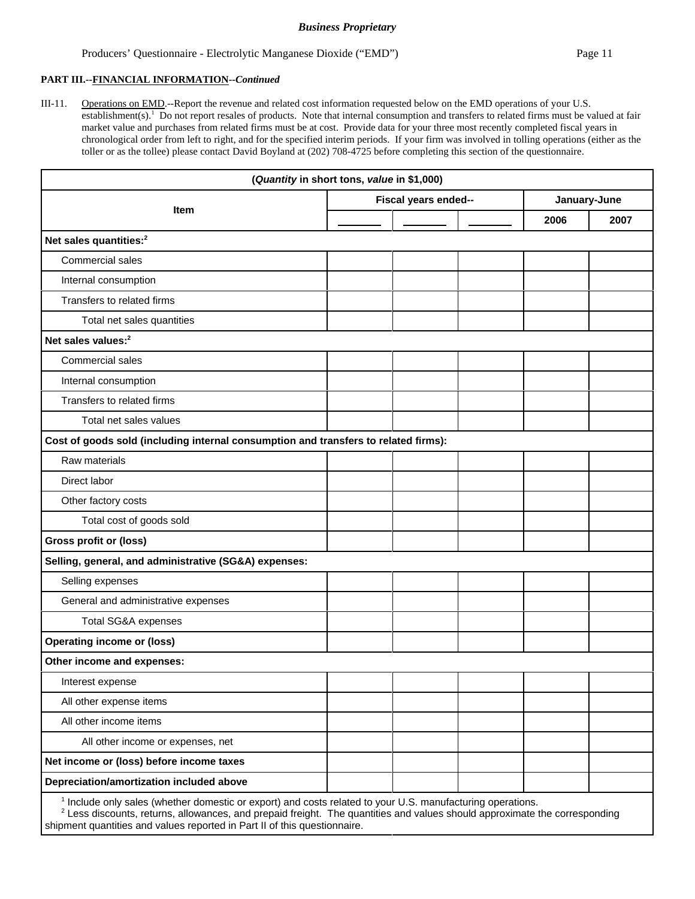**PART III.--FINANCIAL INFORMATION--*Continued***

III-11. Operations on EMD.--Report the revenue and related cost information requested below on the EMD operations of your U.S. establishment(s).[1] Do not report resales of products. Note that internal consumption and transfers to related firms must be valued at fair market value and purchases from related firms must be at cost. Provide data for your three most recently completed fiscal years in chronological order from left to right, and for the specified interim periods. If your firm was involved in tolling operations (either as the toller or as the tollee) please contact David Boyland at (202) 708-4725 before completing this section of the questionnaire.

| (*Quantity* in short tons, *value* in $1,000) | | | | | |
|---|---|---|---|---|---|
| Item | Fiscal years ended-- | | | January-June | |
| | _______ | _______ | _______ | 2006 | 2007 |
| **Net sales quantities:[2]** | | | | | |
| Commercial sales | | | | | |
| Internal consumption | | | | | |
| Transfers to related firms | | | | | |
| Total net sales quantities | | | | | |
| **Net sales values:[2]** | | | | | |
| Commercial sales | | | | | |
| Internal consumption | | | | | |
| Transfers to related firms | | | | | |
| Total net sales values | | | | | |
| **Cost of goods sold (including internal consumption and transfers to related firms):** | | | | | |
| Raw materials | | | | | |
| Direct labor | | | | | |
| Other factory costs | | | | | |
| Total cost of goods sold | | | | | |
| **Gross profit or (loss)** | | | | | |
| **Selling, general, and administrative (SG&A) expenses:** | | | | | |
| Selling expenses | | | | | |
| General and administrative expenses | | | | | |
| Total SG&A expenses | | | | | |
| **Operating income or (loss)** | | | | | |
| **Other income and expenses:** | | | | | |
| Interest expense | | | | | |
| All other expense items | | | | | |
| All other income items | | | | | |
| All other income or expenses, net | | | | | |
| **Net income or (loss) before income taxes** | | | | | |
| **Depreciation/amortization included above** | | | | | |

[1] Include only sales (whether domestic or export) and costs related to your U.S. manufacturing operations.
[2] Less discounts, returns, allowances, and prepaid freight. The quantities and values should approximate the corresponding shipment quantities and values reported in Part II of this questionnaire.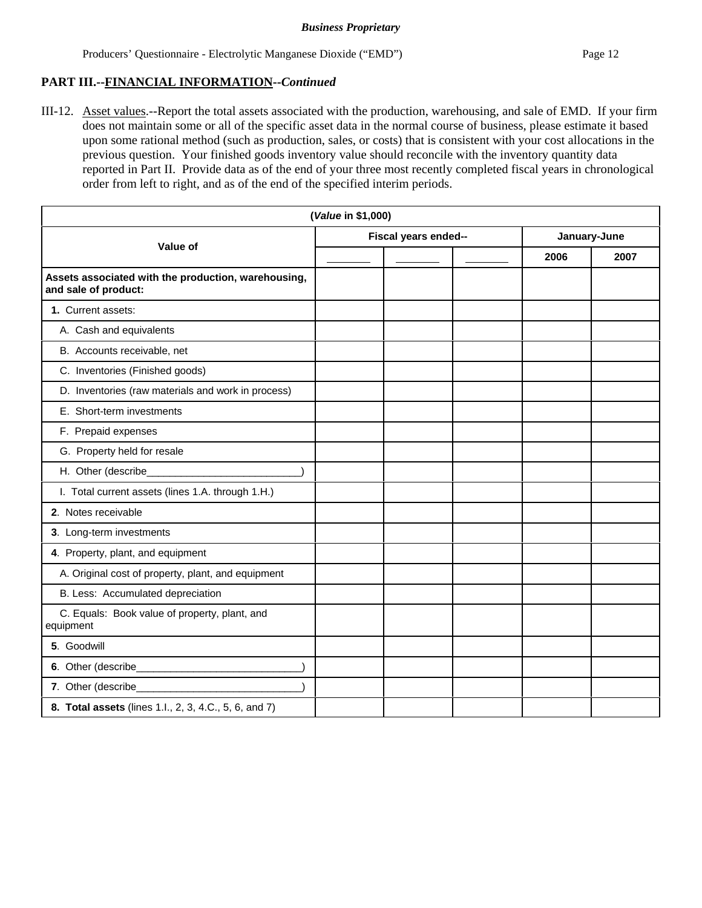**Business Proprietary**

## PART III.--FINANCIAL INFORMATION--*Continued*

III-12. Asset values.--Report the total assets associated with the production, warehousing, and sale of EMD. If your firm does not maintain some or all of the specific asset data in the normal course of business, please estimate it based upon some rational method (such as production, sales, or costs) that is consistent with your cost allocations in the previous question. Your finished goods inventory value should reconcile with the inventory quantity data reported in Part II. Provide data as of the end of your three most recently completed fiscal years in chronological order from left to right, and as of the end of the specified interim periods.

| (*Value* in $1,000) | | | | | |
|---|---|---|---|---|---|
| **Value of** | **Fiscal years ended--** | | | **January-June** | |
| | _______ | _______ | _______ | **2006** | **2007** |
| **Assets associated with the production, warehousing, and sale of product:** | | | | | |
| **1.** Current assets: | | | | | |
| A. Cash and equivalents | | | | | |
| B. Accounts receivable, net | | | | | |
| C. Inventories (Finished goods) | | | | | |
| D. Inventories (raw materials and work in process) | | | | | |
| E. Short-term investments | | | | | |
| F. Prepaid expenses | | | | | |
| G. Property held for resale | | | | | |
| H. Other (describe___________________________) | | | | | |
| I. Total current assets (lines 1.A. through 1.H.) | | | | | |
| **2**. Notes receivable | | | | | |
| **3**. Long-term investments | | | | | |
| **4**. Property, plant, and equipment | | | | | |
| A. Original cost of property, plant, and equipment | | | | | |
| B. Less: Accumulated depreciation | | | | | |
| C. Equals: Book value of property, plant, and equipment | | | | | |
| **5**. Goodwill | | | | | |
| **6**. Other (describe_____________________________) | | | | | |
| **7**. Other (describe_____________________________) | | | | | |
| **8. Total assets** (lines 1.I., 2, 3, 4.C., 5, 6, and 7) | | | | | |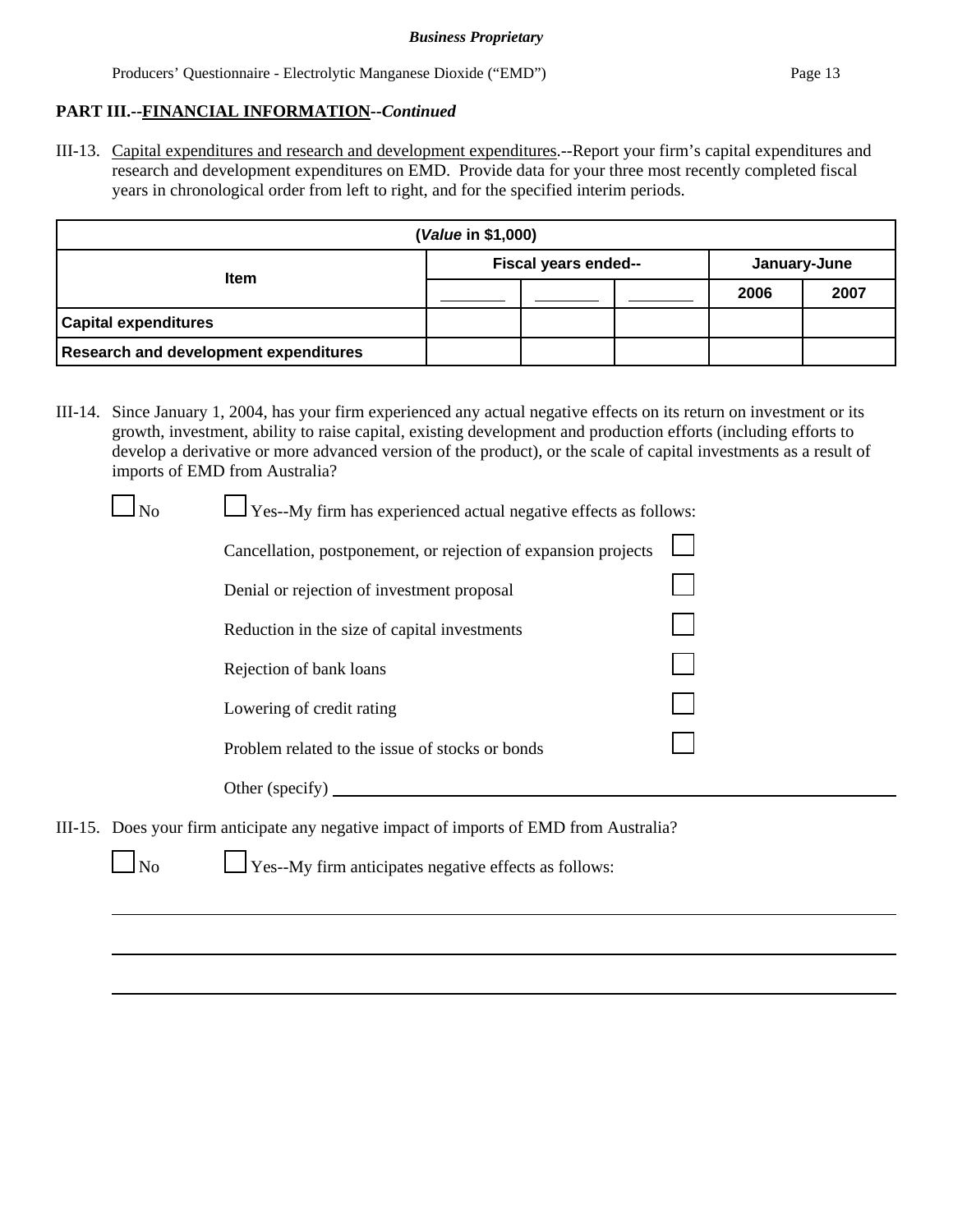## PART III.--FINANCIAL INFORMATION--*Continued*

III-13. Capital expenditures and research and development expenditures.--Report your firm's capital expenditures and research and development expenditures on EMD. Provide data for your three most recently completed fiscal years in chronological order from left to right, and for the specified interim periods.

| (*Value* in $1,000) | | | | | |
|---|---|---|---|---|---|
| Item | Fiscal years ended-- | | | January-June | |
| | _______ | _______ | _______ | 2006 | 2007 |
| Capital expenditures | | | | | |
| Research and development expenditures | | | | | |

III-14. Since January 1, 2004, has your firm experienced any actual negative effects on its return on investment or its growth, investment, ability to raise capital, existing development and production efforts (including efforts to develop a derivative or more advanced version of the product), or the scale of capital investments as a result of imports of EMD from Australia?

☐ No ☐ Yes--My firm has experienced actual negative effects as follows:

- Cancellation, postponement, or rejection of expansion projects ☐
- Denial or rejection of investment proposal ☐
- Reduction in the size of capital investments ☐
- Rejection of bank loans ☐
- Lowering of credit rating ☐
- Problem related to the issue of stocks or bonds ☐
- Other (specify) ____________________

III-15. Does your firm anticipate any negative impact of imports of EMD from Australia?

☐ No ☐ Yes--My firm anticipates negative effects as follows:

____________________

____________________

____________________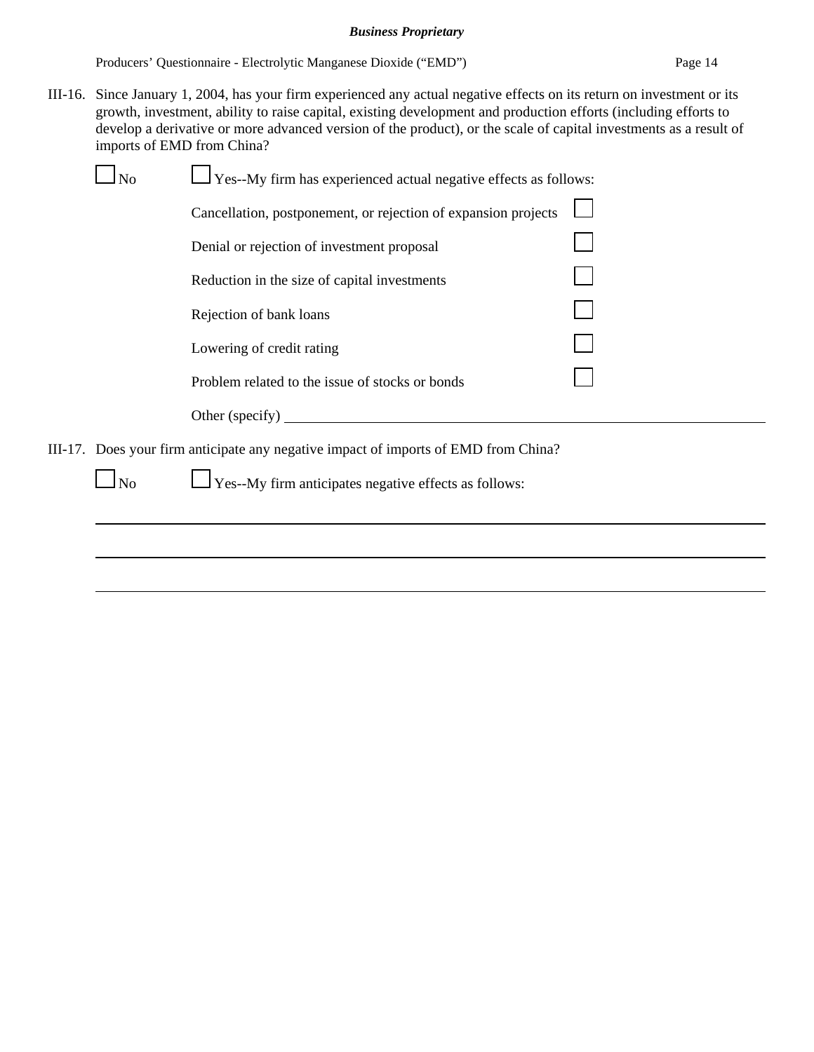III-16. Since January 1, 2004, has your firm experienced any actual negative effects on its return on investment or its growth, investment, ability to raise capital, existing development and production efforts (including efforts to develop a derivative or more advanced version of the product), or the scale of capital investments as a result of imports of EMD from China?

☐ No ☐ Yes--My firm has experienced actual negative effects as follows:

| | |
|---|---|
| Cancellation, postponement, or rejection of expansion projects | ☐ |
| Denial or rejection of investment proposal | ☐ |
| Reduction in the size of capital investments | ☐ |
| Rejection of bank loans | ☐ |
| Lowering of credit rating | ☐ |
| Problem related to the issue of stocks or bonds | ☐ |

Other (specify) ______________________________________________

III-17. Does your firm anticipate any negative impact of imports of EMD from China?

☐ No ☐ Yes--My firm anticipates negative effects as follows:

______________________________________________

______________________________________________

______________________________________________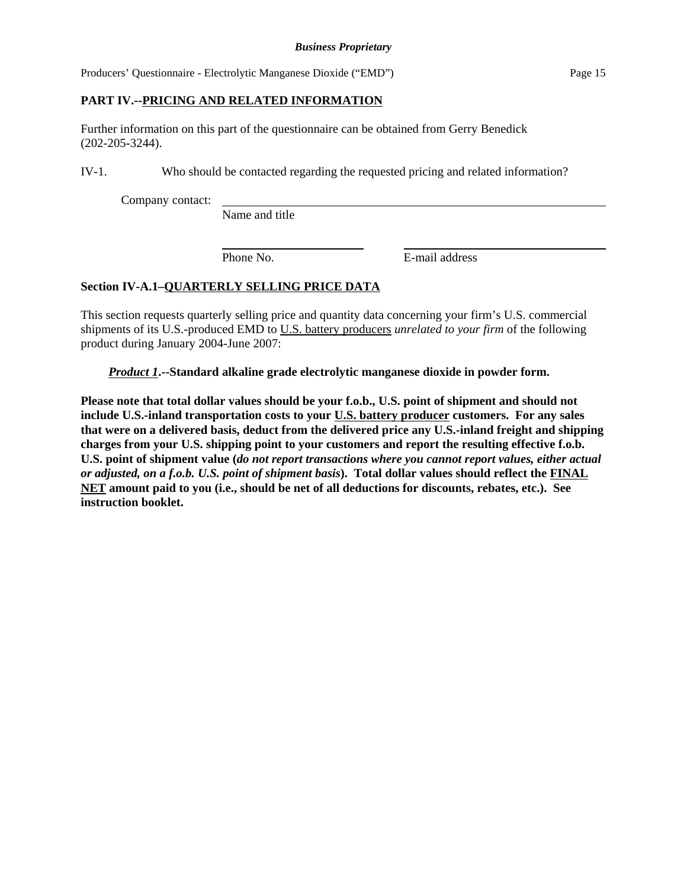## PART IV.--PRICING AND RELATED INFORMATION

Further information on this part of the questionnaire can be obtained from Gerry Benedick (202-205-3244).

IV-1. Who should be contacted regarding the requested pricing and related information?

Company contact: ____________________________________________
Name and title

______________________ ______________________________
Phone No. E-mail address

### Section IV-A.1–QUARTERLY SELLING PRICE DATA

This section requests quarterly selling price and quantity data concerning your firm's U.S. commercial shipments of its U.S.-produced EMD to U.S. battery producers *unrelated to your firm* of the following product during January 2004-June 2007:

***Product 1*.--Standard alkaline grade electrolytic manganese dioxide in powder form.**

**Please note that total dollar values should be your f.o.b., U.S. point of shipment and should not include U.S.-inland transportation costs to your U.S. battery producer customers. For any sales that were on a delivered basis, deduct from the delivered price any U.S.-inland freight and shipping charges from your U.S. shipping point to your customers and report the resulting effective f.o.b. U.S. point of shipment value (*do not report transactions where you cannot report values, either actual or adjusted, on a f.o.b. U.S. point of shipment basis*). Total dollar values should reflect the FINAL NET amount paid to you (i.e., should be net of all deductions for discounts, rebates, etc.). See instruction booklet.**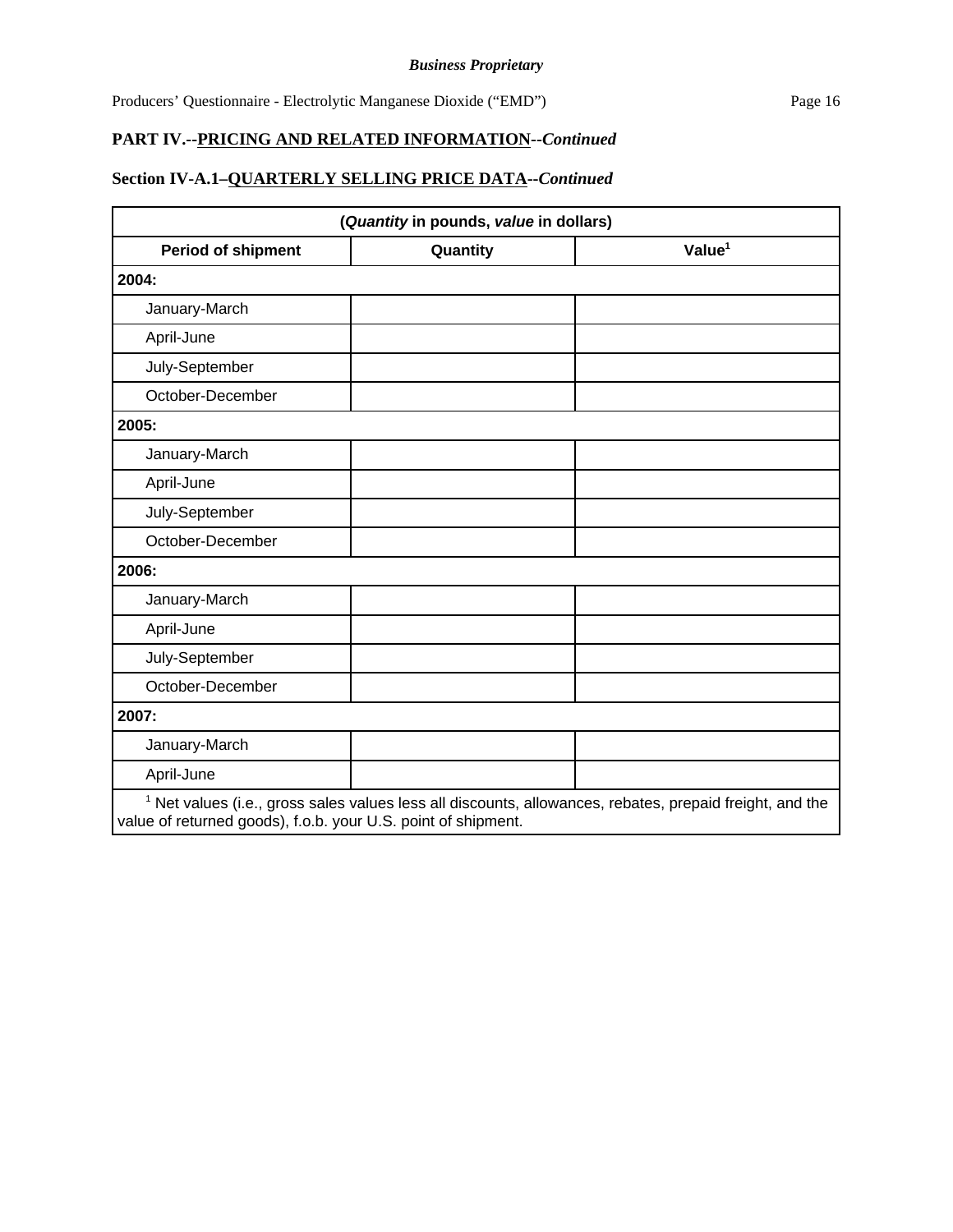**PART IV.--PRICING AND RELATED INFORMATION--*Continued***

**Section IV-A.1–QUARTERLY SELLING PRICE DATA--*Continued***

| (*Quantity* in pounds, *value* in dollars) | | |
|---|---|---|
| **Period of shipment** | **Quantity** | **Value[1]** |
| **2004:** | | |
| January-March | | |
| April-June | | |
| July-September | | |
| October-December | | |
| **2005:** | | |
| January-March | | |
| April-June | | |
| July-September | | |
| October-December | | |
| **2006:** | | |
| January-March | | |
| April-June | | |
| July-September | | |
| October-December | | |
| **2007:** | | |
| January-March | | |
| April-June | | |

[1] Net values (i.e., gross sales values less all discounts, allowances, rebates, prepaid freight, and the value of returned goods), f.o.b. your U.S. point of shipment.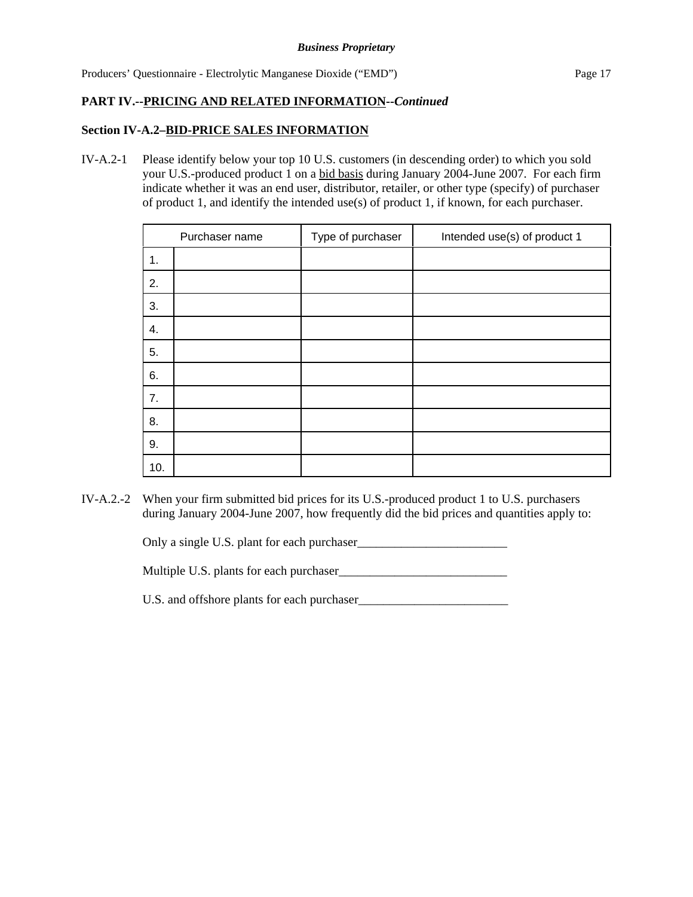**PART IV.--PRICING AND RELATED INFORMATION--*Continued***

**Section IV-A.2–BID-PRICE SALES INFORMATION**

IV-A.2-1 Please identify below your top 10 U.S. customers (in descending order) to which you sold your U.S.-produced product 1 on a bid basis during January 2004-June 2007. For each firm indicate whether it was an end user, distributor, retailer, or other type (specify) of purchaser of product 1, and identify the intended use(s) of product 1, if known, for each purchaser.

| Purchaser name | | Type of purchaser | Intended use(s) of product 1 |
|---|---|---|---|
| 1. | | | |
| 2. | | | |
| 3. | | | |
| 4. | | | |
| 5. | | | |
| 6. | | | |
| 7. | | | |
| 8. | | | |
| 9. | | | |
| 10. | | | |

IV-A.2.-2 When your firm submitted bid prices for its U.S.-produced product 1 to U.S. purchasers during January 2004-June 2007, how frequently did the bid prices and quantities apply to:

Only a single U.S. plant for each purchaser________________________

Multiple U.S. plants for each purchaser___________________________

U.S. and offshore plants for each purchaser________________________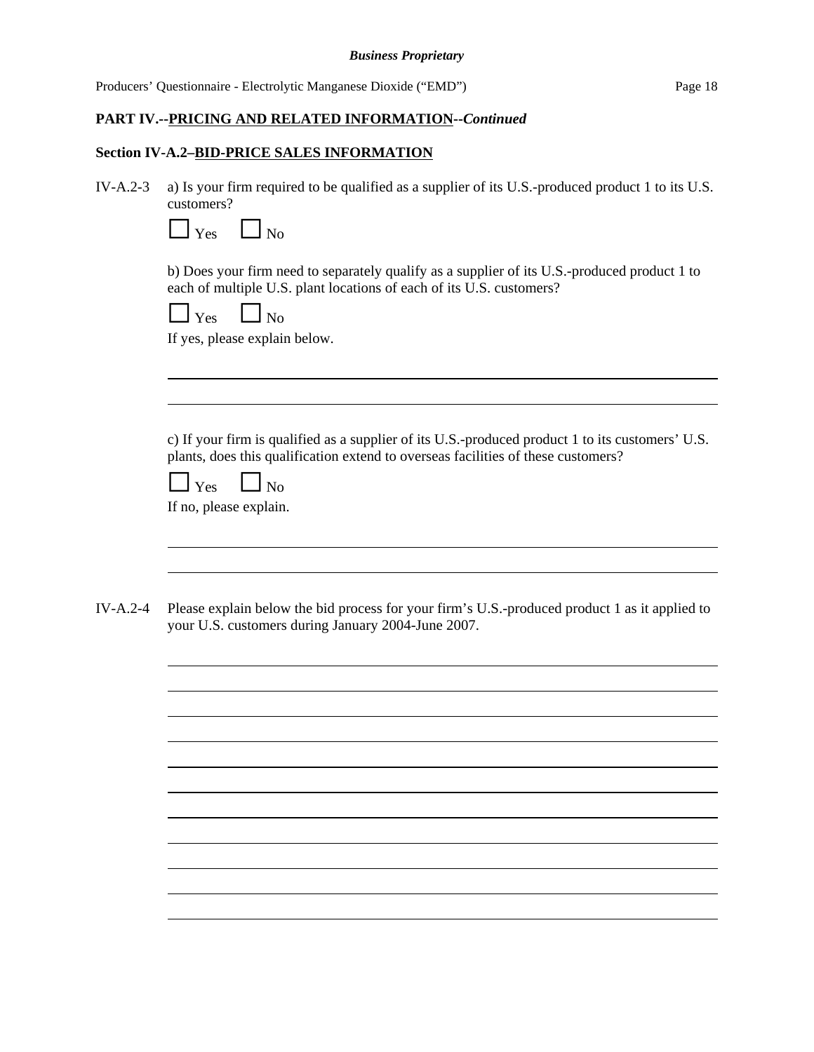## PART IV.--PRICING AND RELATED INFORMATION--*Continued*

### Section IV-A.2–BID-PRICE SALES INFORMATION

IV-A.2-3 a) Is your firm required to be qualified as a supplier of its U.S.-produced product 1 to its U.S. customers?

☐ Yes ☐ No

b) Does your firm need to separately qualify as a supplier of its U.S.-produced product 1 to each of multiple U.S. plant locations of each of its U.S. customers?

☐ Yes ☐ No

If yes, please explain below.

\_\_\_\_\_\_\_\_\_\_\_\_\_\_\_\_\_\_\_\_\_\_\_\_\_\_\_\_\_\_\_\_\_\_\_\_\_\_\_\_\_\_\_\_\_\_\_\_\_\_\_\_\_\_\_\_\_\_\_\_\_\_\_\_\_\_\_\_\_\_\_\_

\_\_\_\_\_\_\_\_\_\_\_\_\_\_\_\_\_\_\_\_\_\_\_\_\_\_\_\_\_\_\_\_\_\_\_\_\_\_\_\_\_\_\_\_\_\_\_\_\_\_\_\_\_\_\_\_\_\_\_\_\_\_\_\_\_\_\_\_\_\_\_\_

c) If your firm is qualified as a supplier of its U.S.-produced product 1 to its customers' U.S. plants, does this qualification extend to overseas facilities of these customers?

☐ Yes ☐ No

If no, please explain.

\_\_\_\_\_\_\_\_\_\_\_\_\_\_\_\_\_\_\_\_\_\_\_\_\_\_\_\_\_\_\_\_\_\_\_\_\_\_\_\_\_\_\_\_\_\_\_\_\_\_\_\_\_\_\_\_\_\_\_\_\_\_\_\_\_\_\_\_\_\_\_\_

\_\_\_\_\_\_\_\_\_\_\_\_\_\_\_\_\_\_\_\_\_\_\_\_\_\_\_\_\_\_\_\_\_\_\_\_\_\_\_\_\_\_\_\_\_\_\_\_\_\_\_\_\_\_\_\_\_\_\_\_\_\_\_\_\_\_\_\_\_\_\_\_

IV-A.2-4 Please explain below the bid process for your firm's U.S.-produced product 1 as it applied to your U.S. customers during January 2004-June 2007.

\_\_\_\_\_\_\_\_\_\_\_\_\_\_\_\_\_\_\_\_\_\_\_\_\_\_\_\_\_\_\_\_\_\_\_\_\_\_\_\_\_\_\_\_\_\_\_\_\_\_\_\_\_\_\_\_\_\_\_\_\_\_\_\_\_\_\_\_\_\_\_\_

\_\_\_\_\_\_\_\_\_\_\_\_\_\_\_\_\_\_\_\_\_\_\_\_\_\_\_\_\_\_\_\_\_\_\_\_\_\_\_\_\_\_\_\_\_\_\_\_\_\_\_\_\_\_\_\_\_\_\_\_\_\_\_\_\_\_\_\_\_\_\_\_

\_\_\_\_\_\_\_\_\_\_\_\_\_\_\_\_\_\_\_\_\_\_\_\_\_\_\_\_\_\_\_\_\_\_\_\_\_\_\_\_\_\_\_\_\_\_\_\_\_\_\_\_\_\_\_\_\_\_\_\_\_\_\_\_\_\_\_\_\_\_\_\_

\_\_\_\_\_\_\_\_\_\_\_\_\_\_\_\_\_\_\_\_\_\_\_\_\_\_\_\_\_\_\_\_\_\_\_\_\_\_\_\_\_\_\_\_\_\_\_\_\_\_\_\_\_\_\_\_\_\_\_\_\_\_\_\_\_\_\_\_\_\_\_\_

\_\_\_\_\_\_\_\_\_\_\_\_\_\_\_\_\_\_\_\_\_\_\_\_\_\_\_\_\_\_\_\_\_\_\_\_\_\_\_\_\_\_\_\_\_\_\_\_\_\_\_\_\_\_\_\_\_\_\_\_\_\_\_\_\_\_\_\_\_\_\_\_

\_\_\_\_\_\_\_\_\_\_\_\_\_\_\_\_\_\_\_\_\_\_\_\_\_\_\_\_\_\_\_\_\_\_\_\_\_\_\_\_\_\_\_\_\_\_\_\_\_\_\_\_\_\_\_\_\_\_\_\_\_\_\_\_\_\_\_\_\_\_\_\_

\_\_\_\_\_\_\_\_\_\_\_\_\_\_\_\_\_\_\_\_\_\_\_\_\_\_\_\_\_\_\_\_\_\_\_\_\_\_\_\_\_\_\_\_\_\_\_\_\_\_\_\_\_\_\_\_\_\_\_\_\_\_\_\_\_\_\_\_\_\_\_\_

\_\_\_\_\_\_\_\_\_\_\_\_\_\_\_\_\_\_\_\_\_\_\_\_\_\_\_\_\_\_\_\_\_\_\_\_\_\_\_\_\_\_\_\_\_\_\_\_\_\_\_\_\_\_\_\_\_\_\_\_\_\_\_\_\_\_\_\_\_\_\_\_

\_\_\_\_\_\_\_\_\_\_\_\_\_\_\_\_\_\_\_\_\_\_\_\_\_\_\_\_\_\_\_\_\_\_\_\_\_\_\_\_\_\_\_\_\_\_\_\_\_\_\_\_\_\_\_\_\_\_\_\_\_\_\_\_\_\_\_\_\_\_\_\_

\_\_\_\_\_\_\_\_\_\_\_\_\_\_\_\_\_\_\_\_\_\_\_\_\_\_\_\_\_\_\_\_\_\_\_\_\_\_\_\_\_\_\_\_\_\_\_\_\_\_\_\_\_\_\_\_\_\_\_\_\_\_\_\_\_\_\_\_\_\_\_\_

\_\_\_\_\_\_\_\_\_\_\_\_\_\_\_\_\_\_\_\_\_\_\_\_\_\_\_\_\_\_\_\_\_\_\_\_\_\_\_\_\_\_\_\_\_\_\_\_\_\_\_\_\_\_\_\_\_\_\_\_\_\_\_\_\_\_\_\_\_\_\_\_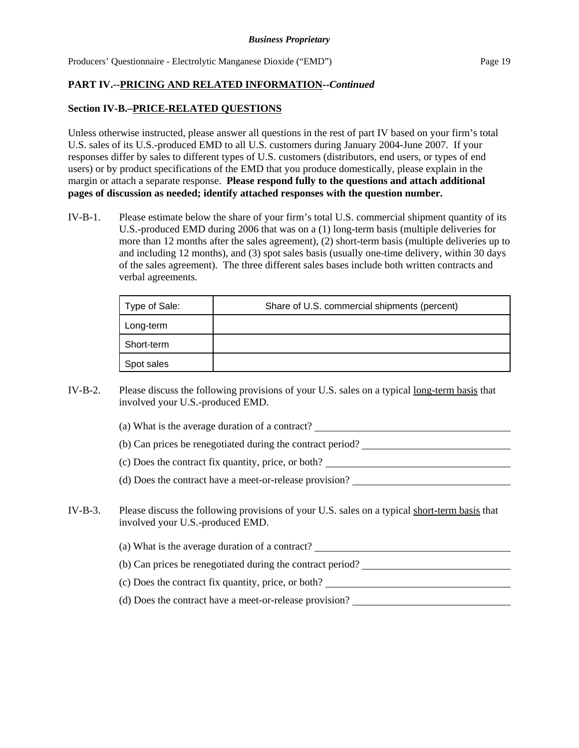**PART IV.--PRICING AND RELATED INFORMATION--*Continued***

**Section IV-B.–PRICE-RELATED QUESTIONS**

Unless otherwise instructed, please answer all questions in the rest of part IV based on your firm's total U.S. sales of its U.S.-produced EMD to all U.S. customers during January 2004-June 2007. If your responses differ by sales to different types of U.S. customers (distributors, end users, or types of end users) or by product specifications of the EMD that you produce domestically, please explain in the margin or attach a separate response. **Please respond fully to the questions and attach additional pages of discussion as needed; identify attached responses with the question number.**

IV-B-1. Please estimate below the share of your firm's total U.S. commercial shipment quantity of its U.S.-produced EMD during 2006 that was on a (1) long-term basis (multiple deliveries for more than 12 months after the sales agreement), (2) short-term basis (multiple deliveries up to and including 12 months), and (3) spot sales basis (usually one-time delivery, within 30 days of the sales agreement). The three different sales bases include both written contracts and verbal agreements.

| Type of Sale: | Share of U.S. commercial shipments (percent) |
|---|---|
| Long-term | |
| Short-term | |
| Spot sales | |

IV-B-2. Please discuss the following provisions of your U.S. sales on a typical <u>long-term basis</u> that involved your U.S.-produced EMD.

(a) What is the average duration of a contract? ____________________

(b) Can prices be renegotiated during the contract period? ____________________

(c) Does the contract fix quantity, price, or both? ____________________

(d) Does the contract have a meet-or-release provision? ____________________

IV-B-3. Please discuss the following provisions of your U.S. sales on a typical <u>short-term basis</u> that involved your U.S.-produced EMD.

(a) What is the average duration of a contract? ____________________

(b) Can prices be renegotiated during the contract period? ____________________

(c) Does the contract fix quantity, price, or both? ____________________

(d) Does the contract have a meet-or-release provision? ____________________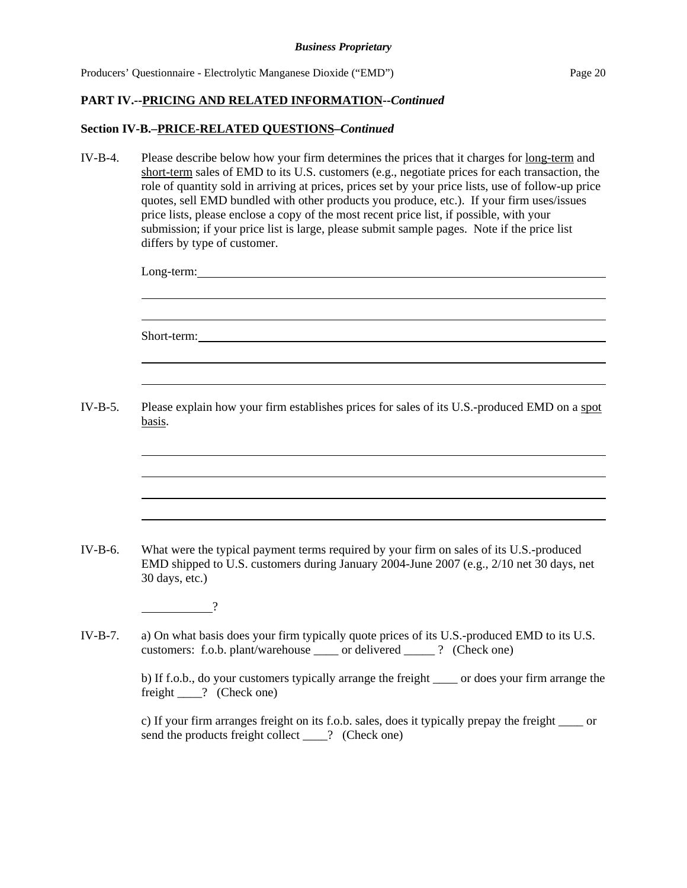## PART IV.--PRICING AND RELATED INFORMATION--*Continued*

### Section IV-B.–PRICE-RELATED QUESTIONS–*Continued*

IV-B-4. Please describe below how your firm determines the prices that it charges for long-term and short-term sales of EMD to its U.S. customers (e.g., negotiate prices for each transaction, the role of quantity sold in arriving at prices, prices set by your price lists, use of follow-up price quotes, sell EMD bundled with other products you produce, etc.). If your firm uses/issues price lists, please enclose a copy of the most recent price list, if possible, with your submission; if your price list is large, please submit sample pages. Note if the price list differs by type of customer.

Long-term: ______________________________________________________________

______________________________________________________________

______________________________________________________________

Short-term: ______________________________________________________________

______________________________________________________________

______________________________________________________________

IV-B-5. Please explain how your firm establishes prices for sales of its U.S.-produced EMD on a spot basis.

______________________________________________________________

______________________________________________________________

______________________________________________________________

______________________________________________________________

IV-B-6. What were the typical payment terms required by your firm on sales of its U.S.-produced EMD shipped to U.S. customers during January 2004-June 2007 (e.g., 2/10 net 30 days, net 30 days, etc.)

___________?

IV-B-7. a) On what basis does your firm typically quote prices of its U.S.-produced EMD to its U.S. customers: f.o.b. plant/warehouse ____ or delivered _____ ? (Check one)

b) If f.o.b., do your customers typically arrange the freight ____ or does your firm arrange the freight ____? (Check one)

c) If your firm arranges freight on its f.o.b. sales, does it typically prepay the freight ____ or send the products freight collect ____? (Check one)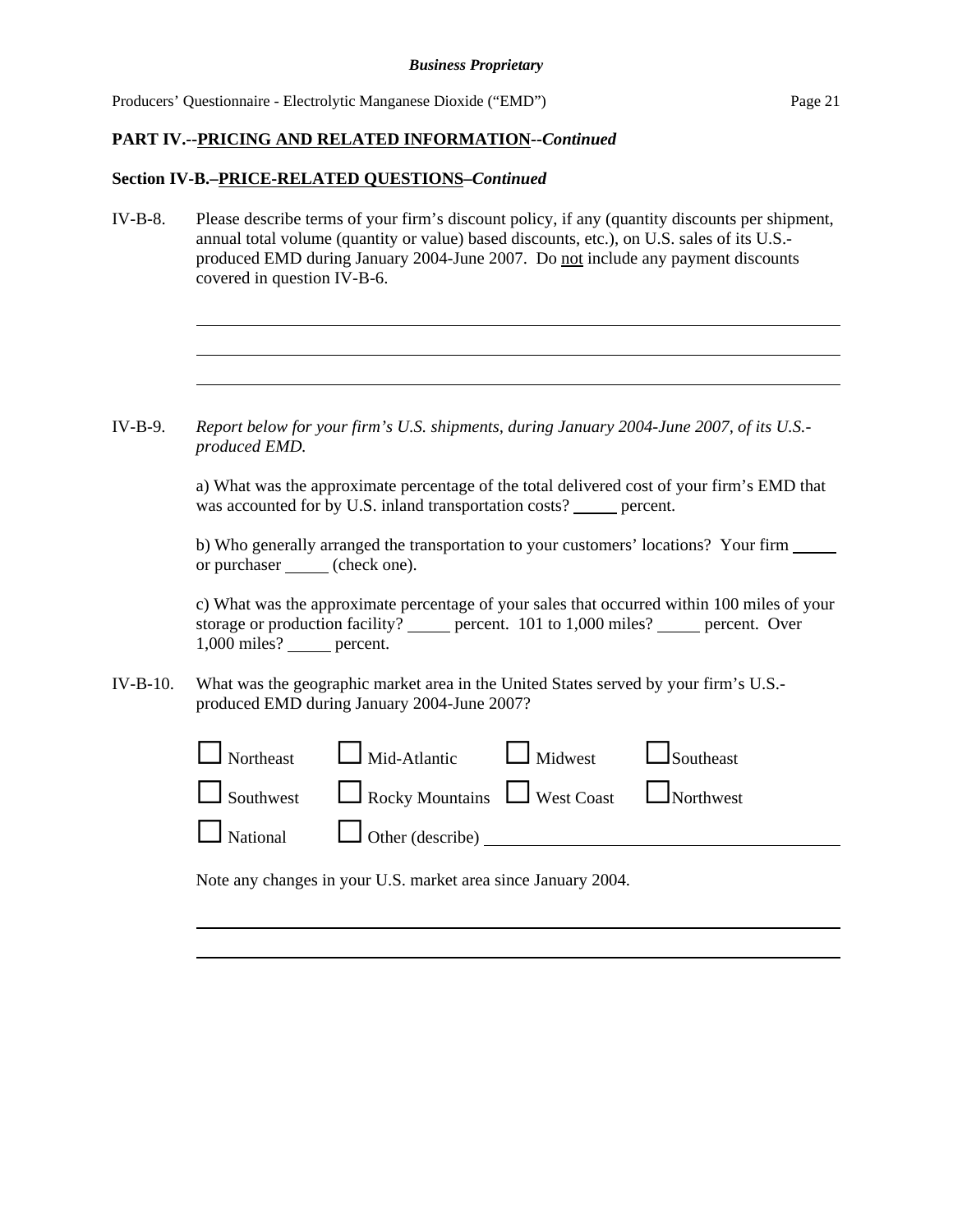**PART IV.--PRICING AND RELATED INFORMATION--*Continued***

**Section IV-B.–PRICE-RELATED QUESTIONS–*Continued***

IV-B-8. Please describe terms of your firm's discount policy, if any (quantity discounts per shipment, annual total volume (quantity or value) based discounts, etc.), on U.S. sales of its U.S.-produced EMD during January 2004-June 2007. Do not include any payment discounts covered in question IV-B-6.

______________________________________________________________________

______________________________________________________________________

______________________________________________________________________

IV-B-9. *Report below for your firm's U.S. shipments, during January 2004-June 2007, of its U.S.-produced EMD.*

a) What was the approximate percentage of the total delivered cost of your firm's EMD that was accounted for by U.S. inland transportation costs? _____ percent.

b) Who generally arranged the transportation to your customers' locations? Your firm _____ or purchaser _____ (check one).

c) What was the approximate percentage of your sales that occurred within 100 miles of your storage or production facility? _____ percent. 101 to 1,000 miles? _____ percent. Over 1,000 miles? _____ percent.

IV-B-10. What was the geographic market area in the United States served by your firm's U.S.-produced EMD during January 2004-June 2007?

☐ Northeast ☐ Mid-Atlantic ☐ Midwest ☐ Southeast

☐ Southwest ☐ Rocky Mountains ☐ West Coast ☐ Northwest

☐ National ☐ Other (describe) ______________________________

Note any changes in your U.S. market area since January 2004.

______________________________________________________________________

______________________________________________________________________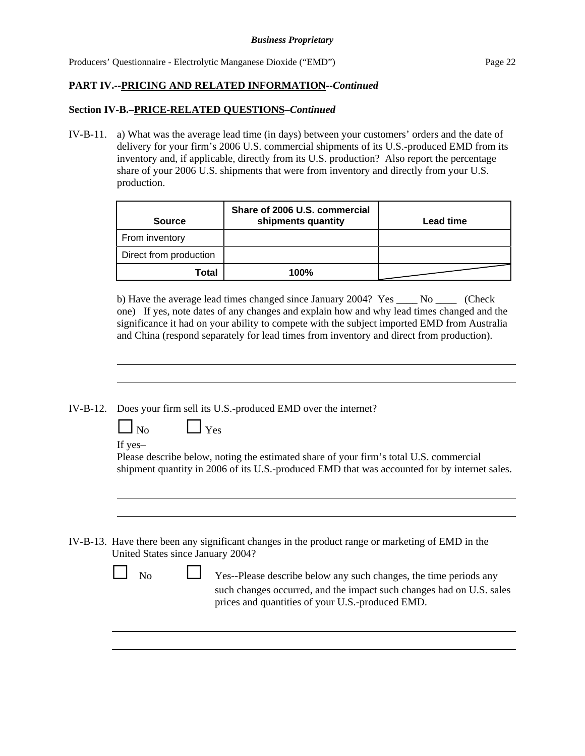**PART IV.--PRICING AND RELATED INFORMATION--*Continued***

**Section IV-B.–PRICE-RELATED QUESTIONS–*Continued***

IV-B-11. a) What was the average lead time (in days) between your customers' orders and the date of delivery for your firm's 2006 U.S. commercial shipments of its U.S.-produced EMD from its inventory and, if applicable, directly from its U.S. production? Also report the percentage share of your 2006 U.S. shipments that were from inventory and directly from your U.S. production.

| Source | Share of 2006 U.S. commercial shipments quantity | Lead time |
|---|---|---|
| From inventory | | |
| Direct from production | | |
| **Total** | **100%** | |

b) Have the average lead times changed since January 2004? Yes ____ No ____ (Check one) If yes, note dates of any changes and explain how and why lead times changed and the significance it had on your ability to compete with the subject imported EMD from Australia and China (respond separately for lead times from inventory and direct from production).

______________________________________________________________________

______________________________________________________________________

IV-B-12. Does your firm sell its U.S.-produced EMD over the internet?

☐ No ☐ Yes

If yes–
Please describe below, noting the estimated share of your firm's total U.S. commercial shipment quantity in 2006 of its U.S.-produced EMD that was accounted for by internet sales.

______________________________________________________________________

______________________________________________________________________

IV-B-13. Have there been any significant changes in the product range or marketing of EMD in the United States since January 2004?

☐ No ☐ Yes--Please describe below any such changes, the time periods any such changes occurred, and the impact such changes had on U.S. sales prices and quantities of your U.S.-produced EMD.

______________________________________________________________________

______________________________________________________________________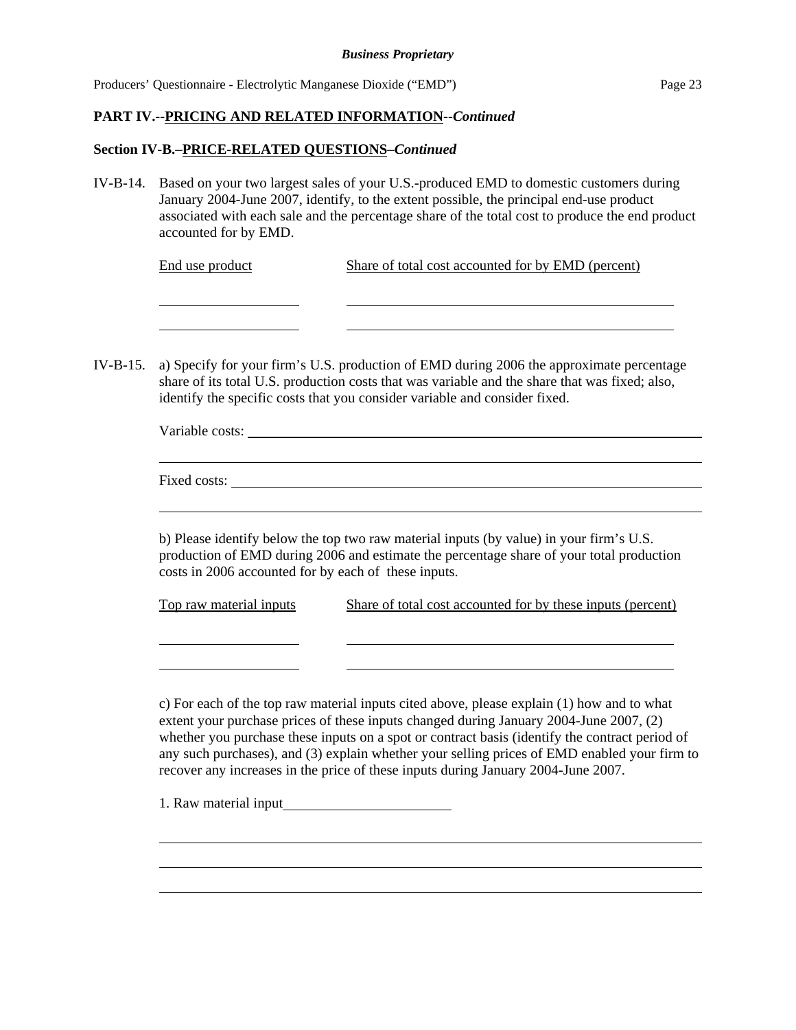**PART IV.--PRICING AND RELATED INFORMATION--*Continued***

**Section IV-B.–PRICE-RELATED QUESTIONS–*Continued***

IV-B-14. Based on your two largest sales of your U.S.-produced EMD to domestic customers during January 2004-June 2007, identify, to the extent possible, the principal end-use product associated with each sale and the percentage share of the total cost to produce the end product accounted for by EMD.

| End use product | Share of total cost accounted for by EMD (percent) |
| --- | --- |
| | |
| | |

IV-B-15. a) Specify for your firm's U.S. production of EMD during 2006 the approximate percentage share of its total U.S. production costs that was variable and the share that was fixed; also, identify the specific costs that you consider variable and consider fixed.

Variable costs: ______________________________________________

______________________________________________

Fixed costs: ______________________________________________

______________________________________________

b) Please identify below the top two raw material inputs (by value) in your firm's U.S. production of EMD during 2006 and estimate the percentage share of your total production costs in 2006 accounted for by each of these inputs.

| Top raw material inputs | Share of total cost accounted for by these inputs (percent) |
| --- | --- |
| | |
| | |

c) For each of the top raw material inputs cited above, please explain (1) how and to what extent your purchase prices of these inputs changed during January 2004-June 2007, (2) whether you purchase these inputs on a spot or contract basis (identify the contract period of any such purchases), and (3) explain whether your selling prices of EMD enabled your firm to recover any increases in the price of these inputs during January 2004-June 2007.

1. Raw material input______________________

______________________________________________

______________________________________________

______________________________________________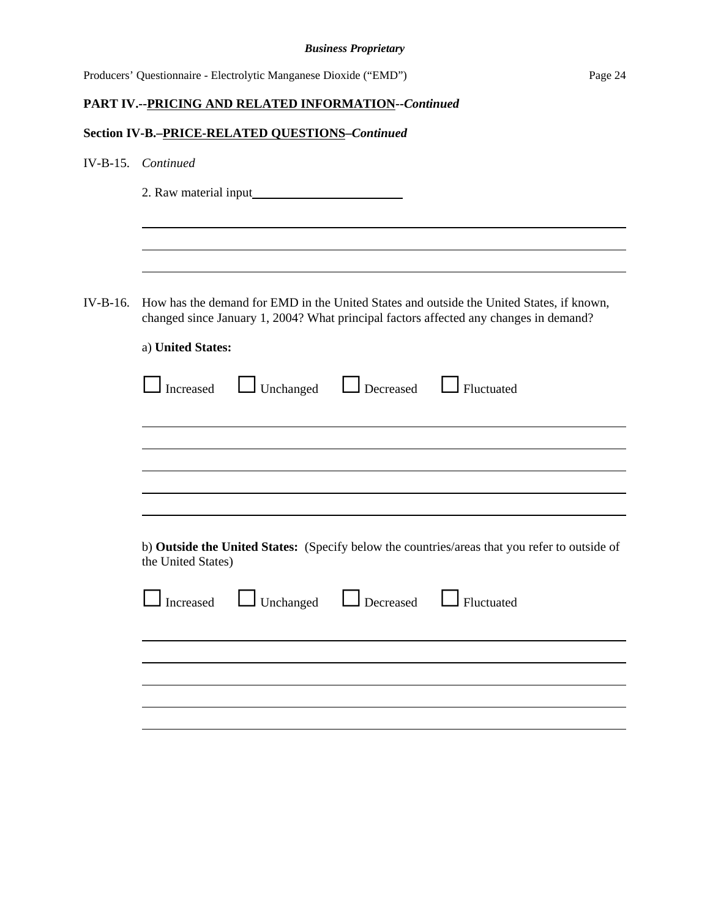**PART IV.--PRICING AND RELATED INFORMATION--*Continued***

**Section IV-B.–PRICE-RELATED QUESTIONS–*Continued***

IV-B-15. *Continued*

2. Raw material input\_\_\_\_\_\_\_\_\_\_\_\_\_\_\_\_\_\_\_\_\_\_\_\_

\_\_\_\_\_\_\_\_\_\_\_\_\_\_\_\_\_\_\_\_\_\_\_\_\_\_\_\_\_\_\_\_\_\_\_\_\_\_\_\_\_\_\_\_\_\_\_\_\_\_\_\_\_\_\_\_\_\_\_\_\_\_\_\_\_\_\_\_

\_\_\_\_\_\_\_\_\_\_\_\_\_\_\_\_\_\_\_\_\_\_\_\_\_\_\_\_\_\_\_\_\_\_\_\_\_\_\_\_\_\_\_\_\_\_\_\_\_\_\_\_\_\_\_\_\_\_\_\_\_\_\_\_\_\_\_\_

\_\_\_\_\_\_\_\_\_\_\_\_\_\_\_\_\_\_\_\_\_\_\_\_\_\_\_\_\_\_\_\_\_\_\_\_\_\_\_\_\_\_\_\_\_\_\_\_\_\_\_\_\_\_\_\_\_\_\_\_\_\_\_\_\_\_\_\_

IV-B-16. How has the demand for EMD in the United States and outside the United States, if known, changed since January 1, 2004? What principal factors affected any changes in demand?

a) **United States:**

☐ Increased ☐ Unchanged ☐ Decreased ☐ Fluctuated

\_\_\_\_\_\_\_\_\_\_\_\_\_\_\_\_\_\_\_\_\_\_\_\_\_\_\_\_\_\_\_\_\_\_\_\_\_\_\_\_\_\_\_\_\_\_\_\_\_\_\_\_\_\_\_\_\_\_\_\_\_\_\_\_\_\_\_\_

\_\_\_\_\_\_\_\_\_\_\_\_\_\_\_\_\_\_\_\_\_\_\_\_\_\_\_\_\_\_\_\_\_\_\_\_\_\_\_\_\_\_\_\_\_\_\_\_\_\_\_\_\_\_\_\_\_\_\_\_\_\_\_\_\_\_\_\_

\_\_\_\_\_\_\_\_\_\_\_\_\_\_\_\_\_\_\_\_\_\_\_\_\_\_\_\_\_\_\_\_\_\_\_\_\_\_\_\_\_\_\_\_\_\_\_\_\_\_\_\_\_\_\_\_\_\_\_\_\_\_\_\_\_\_\_\_

\_\_\_\_\_\_\_\_\_\_\_\_\_\_\_\_\_\_\_\_\_\_\_\_\_\_\_\_\_\_\_\_\_\_\_\_\_\_\_\_\_\_\_\_\_\_\_\_\_\_\_\_\_\_\_\_\_\_\_\_\_\_\_\_\_\_\_\_

\_\_\_\_\_\_\_\_\_\_\_\_\_\_\_\_\_\_\_\_\_\_\_\_\_\_\_\_\_\_\_\_\_\_\_\_\_\_\_\_\_\_\_\_\_\_\_\_\_\_\_\_\_\_\_\_\_\_\_\_\_\_\_\_\_\_\_\_

b) **Outside the United States:** (Specify below the countries/areas that you refer to outside of the United States)

☐ Increased ☐ Unchanged ☐ Decreased ☐ Fluctuated

\_\_\_\_\_\_\_\_\_\_\_\_\_\_\_\_\_\_\_\_\_\_\_\_\_\_\_\_\_\_\_\_\_\_\_\_\_\_\_\_\_\_\_\_\_\_\_\_\_\_\_\_\_\_\_\_\_\_\_\_\_\_\_\_\_\_\_\_

\_\_\_\_\_\_\_\_\_\_\_\_\_\_\_\_\_\_\_\_\_\_\_\_\_\_\_\_\_\_\_\_\_\_\_\_\_\_\_\_\_\_\_\_\_\_\_\_\_\_\_\_\_\_\_\_\_\_\_\_\_\_\_\_\_\_\_\_

\_\_\_\_\_\_\_\_\_\_\_\_\_\_\_\_\_\_\_\_\_\_\_\_\_\_\_\_\_\_\_\_\_\_\_\_\_\_\_\_\_\_\_\_\_\_\_\_\_\_\_\_\_\_\_\_\_\_\_\_\_\_\_\_\_\_\_\_

\_\_\_\_\_\_\_\_\_\_\_\_\_\_\_\_\_\_\_\_\_\_\_\_\_\_\_\_\_\_\_\_\_\_\_\_\_\_\_\_\_\_\_\_\_\_\_\_\_\_\_\_\_\_\_\_\_\_\_\_\_\_\_\_\_\_\_\_

\_\_\_\_\_\_\_\_\_\_\_\_\_\_\_\_\_\_\_\_\_\_\_\_\_\_\_\_\_\_\_\_\_\_\_\_\_\_\_\_\_\_\_\_\_\_\_\_\_\_\_\_\_\_\_\_\_\_\_\_\_\_\_\_\_\_\_\_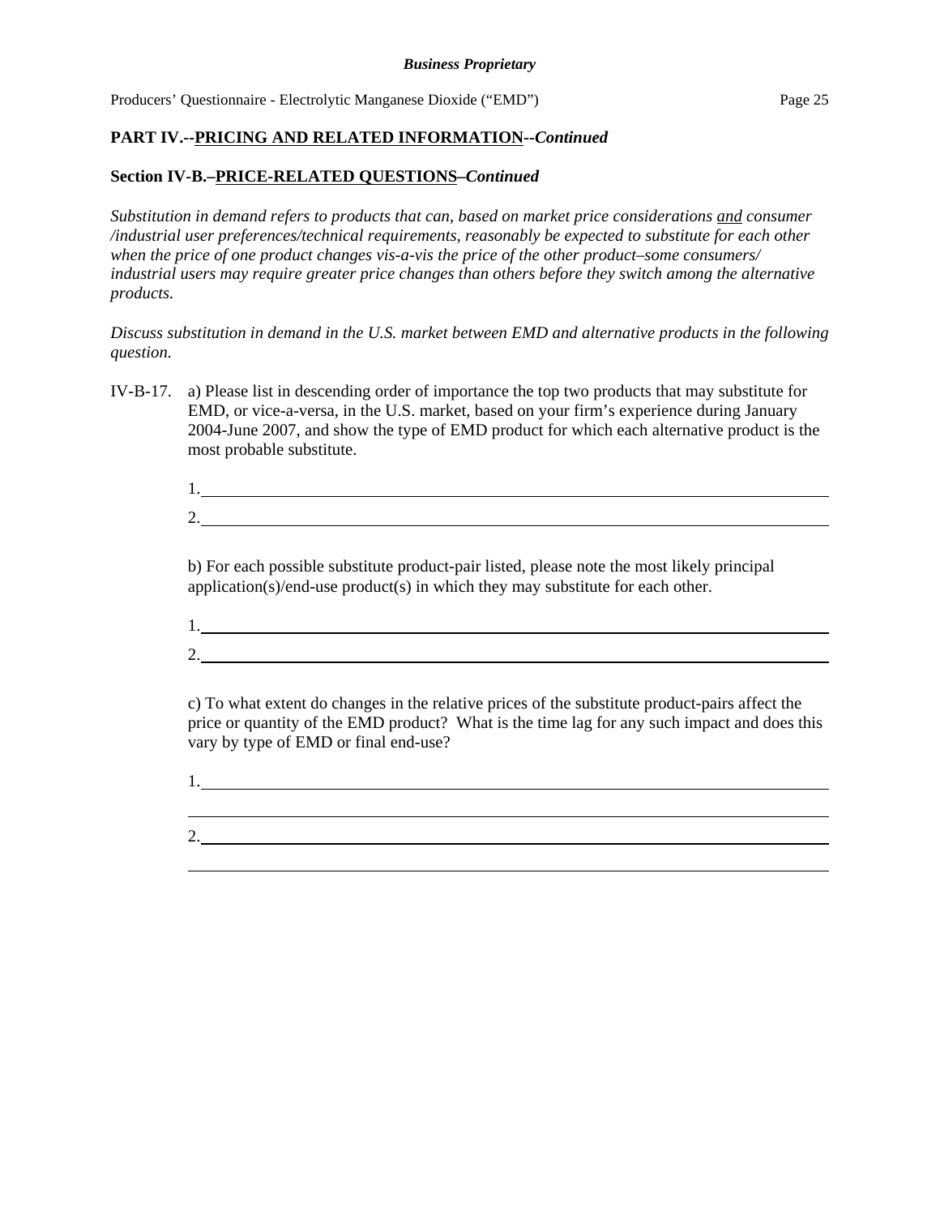**PART IV.--PRICING AND RELATED INFORMATION--*Continued***

**Section IV-B.–PRICE-RELATED QUESTIONS–*Continued***

*Substitution in demand refers to products that can, based on market price considerations and consumer /industrial user preferences/technical requirements, reasonably be expected to substitute for each other when the price of one product changes vis-a-vis the price of the other product–some consumers/ industrial users may require greater price changes than others before they switch among the alternative products.*

*Discuss substitution in demand in the U.S. market between EMD and alternative products in the following question.*

IV-B-17. a) Please list in descending order of importance the top two products that may substitute for EMD, or vice-a-versa, in the U.S. market, based on your firm's experience during January 2004-June 2007, and show the type of EMD product for which each alternative product is the most probable substitute.

1. ______________________________________________________________________

2. ______________________________________________________________________

b) For each possible substitute product-pair listed, please note the most likely principal application(s)/end-use product(s) in which they may substitute for each other.

1. ______________________________________________________________________

2. ______________________________________________________________________

c) To what extent do changes in the relative prices of the substitute product-pairs affect the price or quantity of the EMD product? What is the time lag for any such impact and does this vary by type of EMD or final end-use?

1. ______________________________________________________________________

______________________________________________________________________

2. ______________________________________________________________________

______________________________________________________________________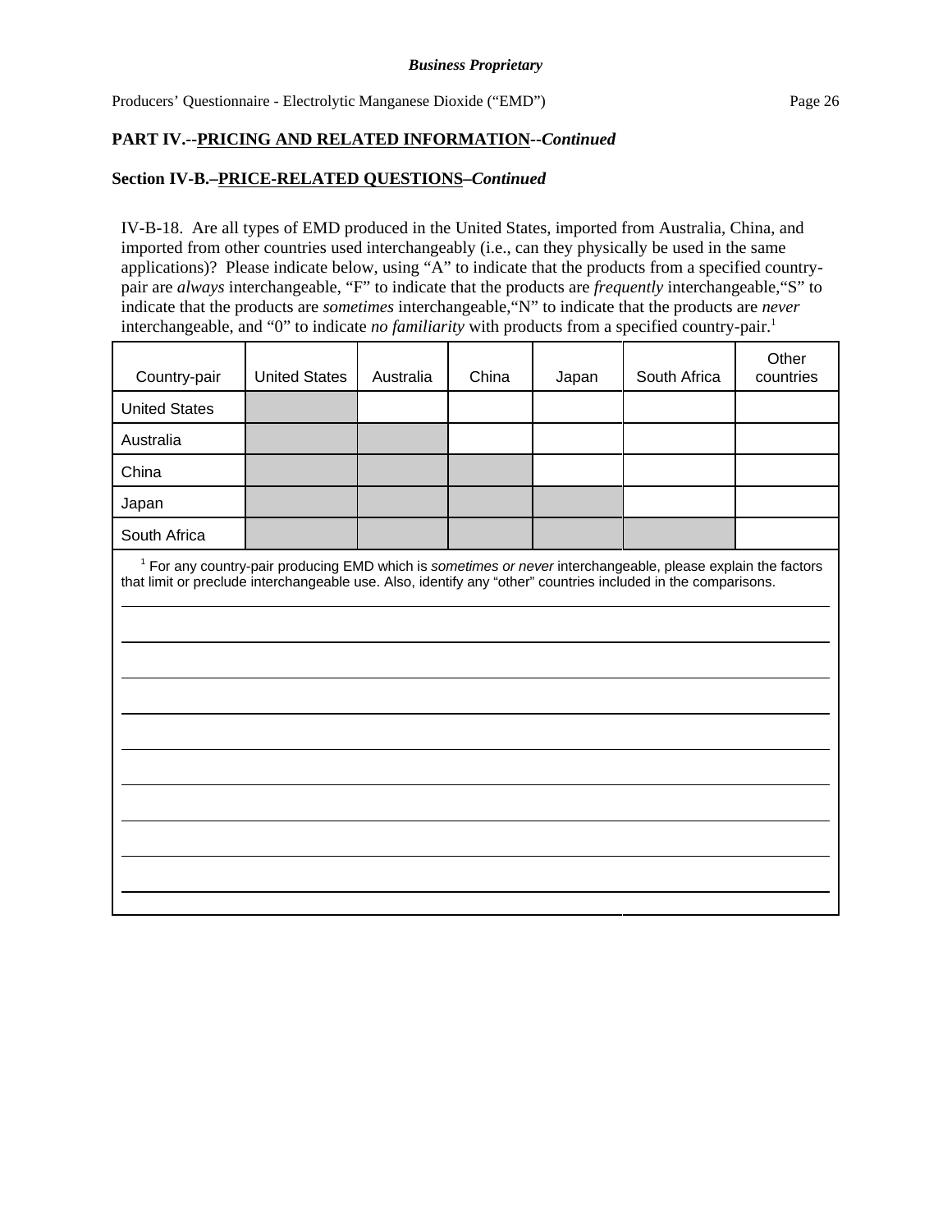**PART IV.--PRICING AND RELATED INFORMATION--*Continued***

**Section IV-B.–PRICE-RELATED QUESTIONS–*Continued***

IV-B-18. Are all types of EMD produced in the United States, imported from Australia, China, and imported from other countries used interchangeably (i.e., can they physically be used in the same applications)? Please indicate below, using "A" to indicate that the products from a specified country-pair are *always* interchangeable, "F" to indicate that the products are *frequently* interchangeable, "S" to indicate that the products are *sometimes* interchangeable, "N" to indicate that the products are *never* interchangeable, and "0" to indicate *no familiarity* with products from a specified country-pair.[1]

| Country-pair | United States | Australia | China | Japan | South Africa | Other countries |
|---|---|---|---|---|---|---|
| United States | | | | | | |
| Australia | | | | | | |
| China | | | | | | |
| Japan | | | | | | |
| South Africa | | | | | | |

[1] For any country-pair producing EMD which is *sometimes or never* interchangeable, please explain the factors that limit or preclude interchangeable use. Also, identify any "other" countries included in the comparisons.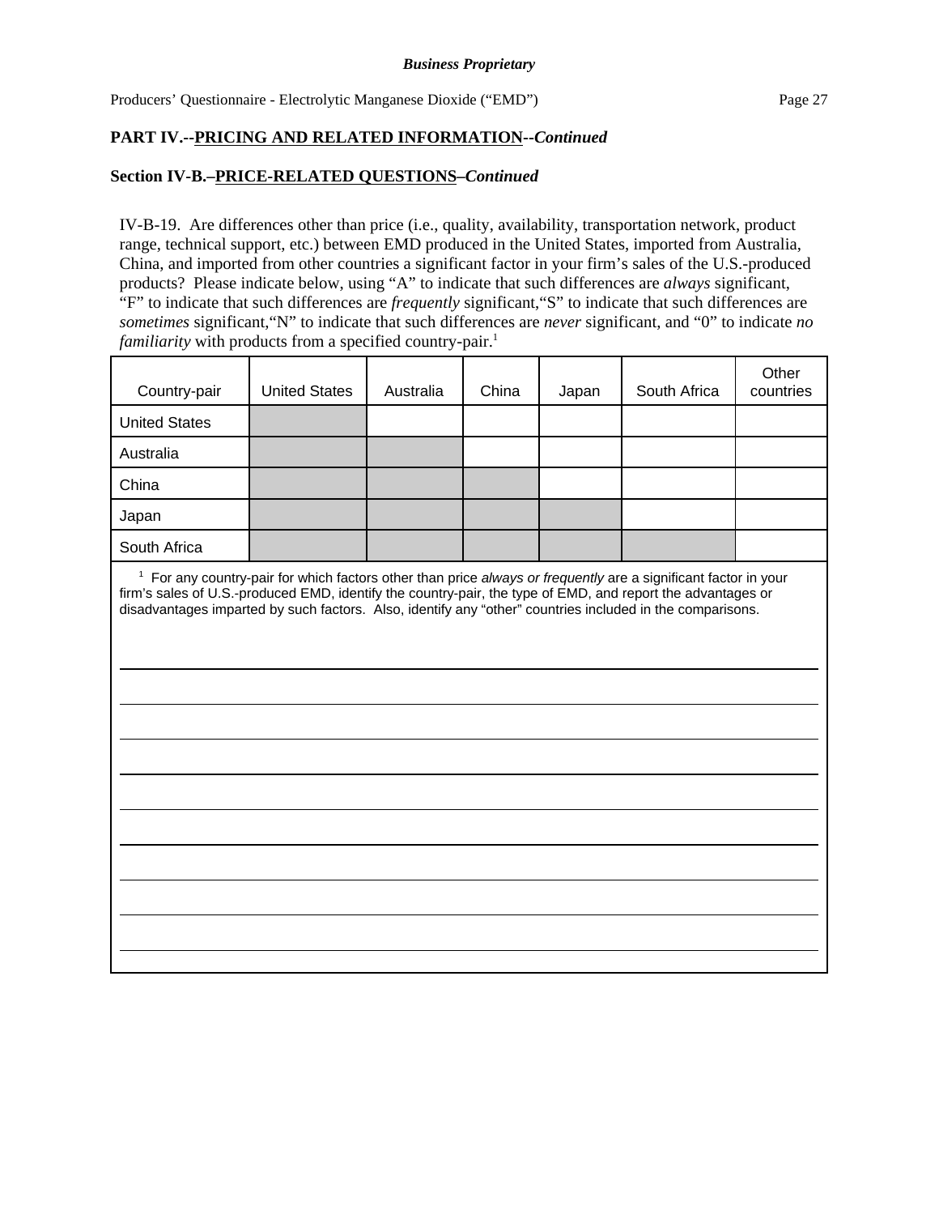**PART IV.--PRICING AND RELATED INFORMATION--*Continued***

**Section IV-B.–PRICE-RELATED QUESTIONS–*Continued***

IV-B-19. Are differences other than price (i.e., quality, availability, transportation network, product range, technical support, etc.) between EMD produced in the United States, imported from Australia, China, and imported from other countries a significant factor in your firm's sales of the U.S.-produced products? Please indicate below, using "A" to indicate that such differences are *always* significant, "F" to indicate that such differences are *frequently* significant,"S" to indicate that such differences are *sometimes* significant,"N" to indicate that such differences are *never* significant, and "0" to indicate *no familiarity* with products from a specified country-pair.[1]

| Country-pair | United States | Australia | China | Japan | South Africa | Other countries |
|---|---|---|---|---|---|---|
| United States | | | | | | |
| Australia | | | | | | |
| China | | | | | | |
| Japan | | | | | | |
| South Africa | | | | | | |

[1] For any country-pair for which factors other than price *always or frequently* are a significant factor in your firm's sales of U.S.-produced EMD, identify the country-pair, the type of EMD, and report the advantages or disadvantages imparted by such factors. Also, identify any "other" countries included in the comparisons.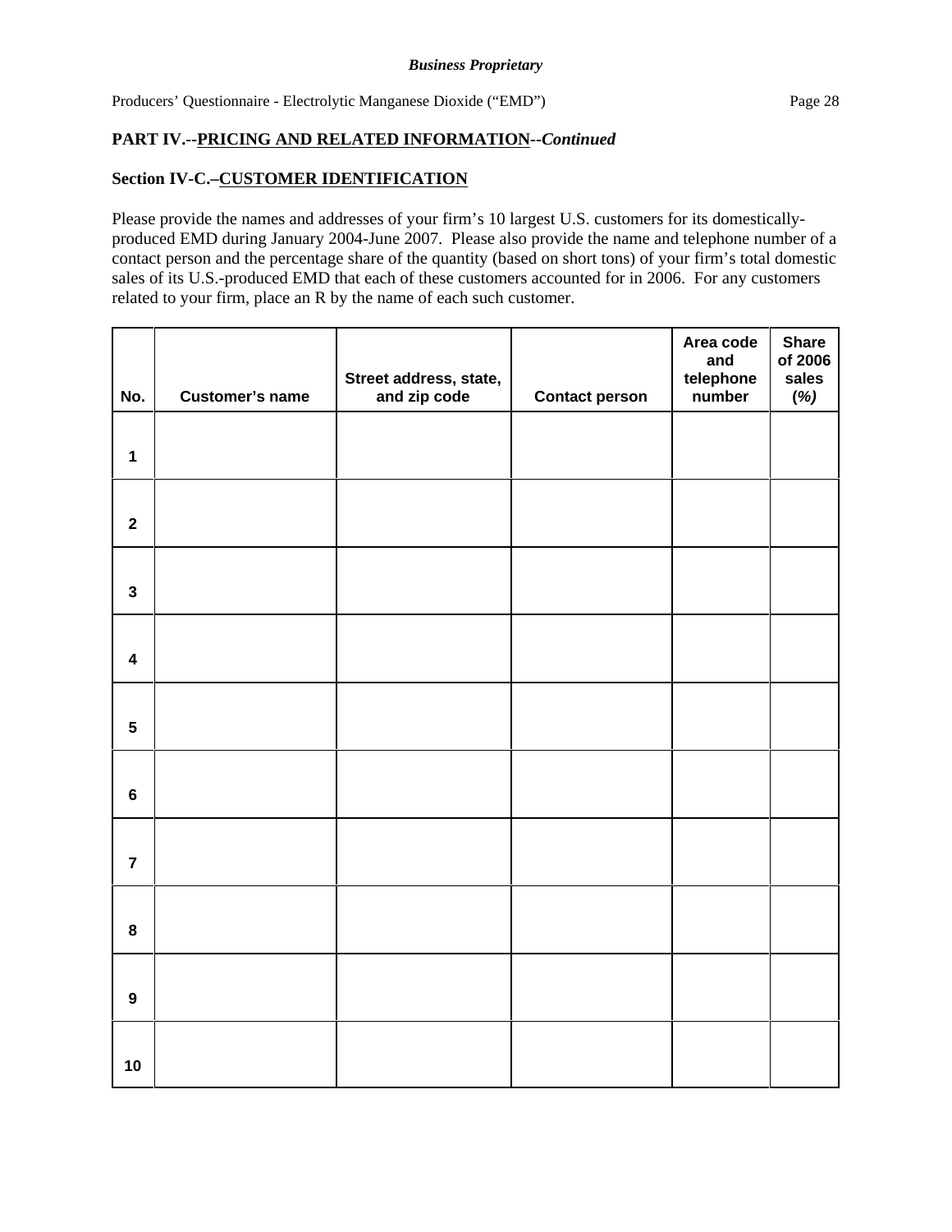**PART IV.--PRICING AND RELATED INFORMATION--*Continued***

**Section IV-C.–CUSTOMER IDENTIFICATION**

Please provide the names and addresses of your firm's 10 largest U.S. customers for its domestically-produced EMD during January 2004-June 2007. Please also provide the name and telephone number of a contact person and the percentage share of the quantity (based on short tons) of your firm's total domestic sales of its U.S.-produced EMD that each of these customers accounted for in 2006. For any customers related to your firm, place an R by the name of each such customer.

| No. | Customer's name | Street address, state, and zip code | Contact person | Area code and telephone number | Share of 2006 sales *(%)* |
|---|---|---|---|---|---|
| 1 | | | | | |
| 2 | | | | | |
| 3 | | | | | |
| 4 | | | | | |
| 5 | | | | | |
| 6 | | | | | |
| 7 | | | | | |
| 8 | | | | | |
| 9 | | | | | |
| 10 | | | | | |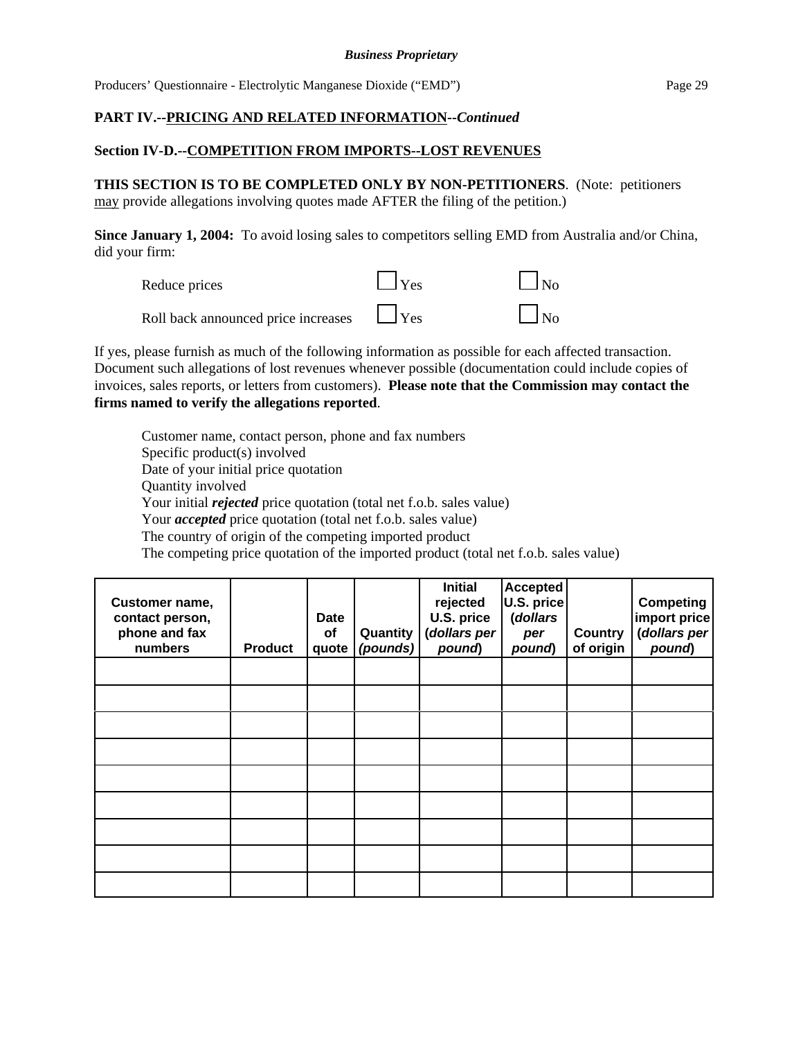**PART IV.--PRICING AND RELATED INFORMATION--*Continued***

**Section IV-D.--COMPETITION FROM IMPORTS--LOST REVENUES**

**THIS SECTION IS TO BE COMPLETED ONLY BY NON-PETITIONERS**. (Note: petitioners may provide allegations involving quotes made AFTER the filing of the petition.)

**Since January 1, 2004:** To avoid losing sales to competitors selling EMD from Australia and/or China, did your firm:

| | | |
|---|---|---|
| Reduce prices | ☐ Yes | ☐ No |
| Roll back announced price increases | ☐ Yes | ☐ No |

If yes, please furnish as much of the following information as possible for each affected transaction. Document such allegations of lost revenues whenever possible (documentation could include copies of invoices, sales reports, or letters from customers). **Please note that the Commission may contact the firms named to verify the allegations reported**.

Customer name, contact person, phone and fax numbers
Specific product(s) involved
Date of your initial price quotation
Quantity involved
Your initial ***rejected*** price quotation (total net f.o.b. sales value)
Your ***accepted*** price quotation (total net f.o.b. sales value)
The country of origin of the competing imported product
The competing price quotation of the imported product (total net f.o.b. sales value)

| Customer name, contact person, phone and fax numbers | Product | Date of quote | Quantity *(pounds)* | Initial rejected U.S. price (*dollars per pound*) | Accepted U.S. price (*dollars per pound*) | Country of origin | Competing import price (*dollars per pound*) |
|---|---|---|---|---|---|---|---|
| | | | | | | | |
| | | | | | | | |
| | | | | | | | |
| | | | | | | | |
| | | | | | | | |
| | | | | | | | |
| | | | | | | | |
| | | | | | | | |
| | | | | | | | |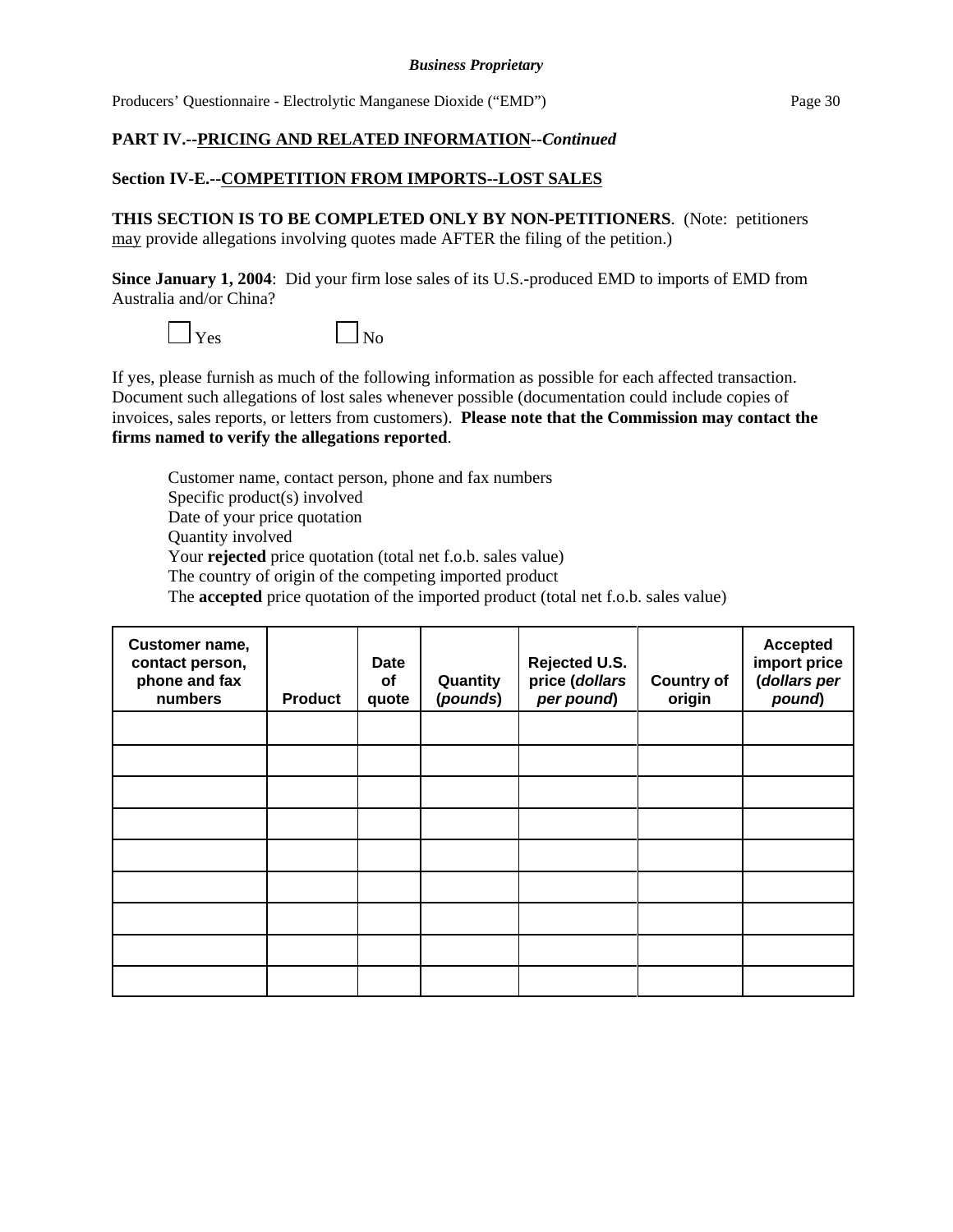**PART IV.--PRICING AND RELATED INFORMATION--*Continued***

**Section IV-E.--COMPETITION FROM IMPORTS--LOST SALES**

**THIS SECTION IS TO BE COMPLETED ONLY BY NON-PETITIONERS**. (Note: petitioners may provide allegations involving quotes made AFTER the filing of the petition.)

**Since January 1, 2004**: Did your firm lose sales of its U.S.-produced EMD to imports of EMD from Australia and/or China?

☐ Yes ☐ No

If yes, please furnish as much of the following information as possible for each affected transaction. Document such allegations of lost sales whenever possible (documentation could include copies of invoices, sales reports, or letters from customers). **Please note that the Commission may contact the firms named to verify the allegations reported**.

- Customer name, contact person, phone and fax numbers
- Specific product(s) involved
- Date of your price quotation
- Quantity involved
- Your **rejected** price quotation (total net f.o.b. sales value)
- The country of origin of the competing imported product
- The **accepted** price quotation of the imported product (total net f.o.b. sales value)

| Customer name, contact person, phone and fax numbers | Product | Date of quote | Quantity (*pounds*) | Rejected U.S. price (*dollars per pound*) | Country of origin | Accepted import price (*dollars per pound*) |
|---|---|---|---|---|---|---|
| | | | | | | |
| | | | | | | |
| | | | | | | |
| | | | | | | |
| | | | | | | |
| | | | | | | |
| | | | | | | |
| | | | | | | |
| | | | | | | |